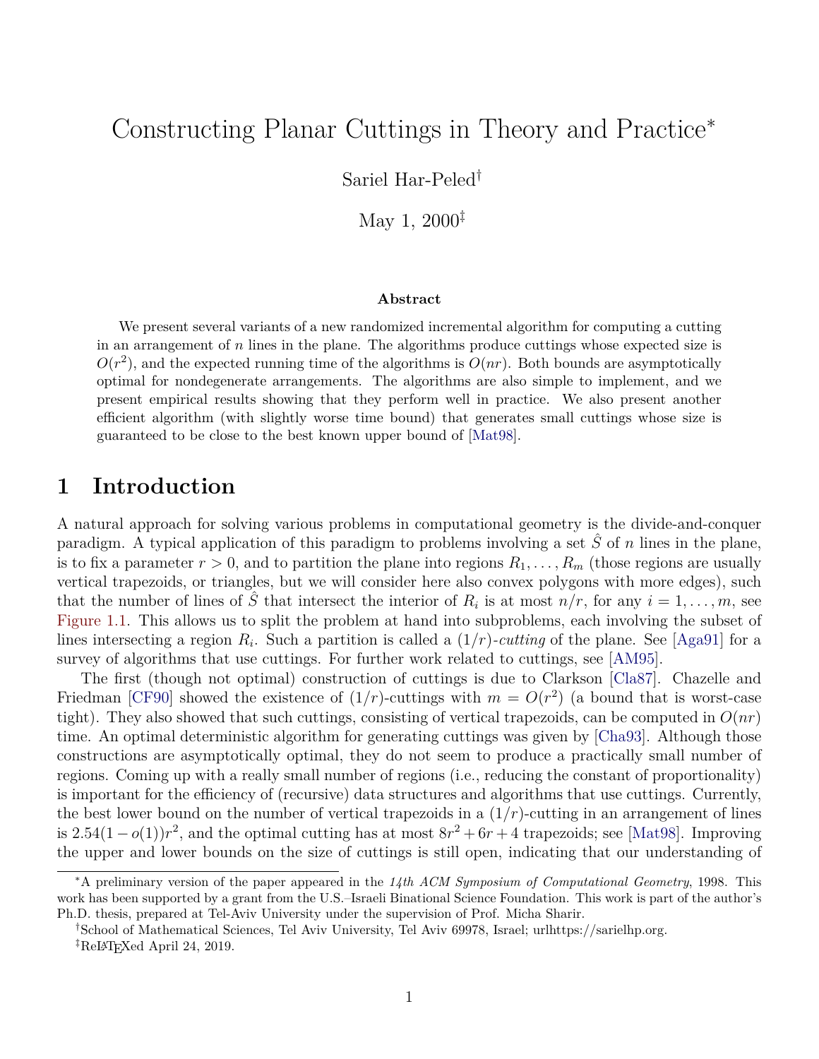# Constructing Planar Cuttings in Theory and Practice*

Sariel Har-Peled†

May 1, 2000‡

**Abstract**

We present several variants of a new randomized incremental algorithm for computing a cutting in an arrangement of $n$ lines in the plane. The algorithms produce cuttings whose expected size is $O(r^2)$, and the expected running time of the algorithms is $O(nr)$. Both bounds are asymptotically optimal for nondegenerate arrangements. The algorithms are also simple to implement, and we present empirical results showing that they perform well in practice. We also present another efficient algorithm (with slightly worse time bound) that generates small cuttings whose size is guaranteed to be close to the best known upper bound of [Mat98].

## 1 Introduction

A natural approach for solving various problems in computational geometry is the divide-and-conquer paradigm. A typical application of this paradigm to problems involving a set $\hat{S}$ of $n$ lines in the plane, is to fix a parameter $r > 0$, and to partition the plane into regions $R_1, \ldots, R_m$ (those regions are usually vertical trapezoids, or triangles, but we will consider here also convex polygons with more edges), such that the number of lines of $\hat{S}$ that intersect the interior of $R_i$ is at most $n/r$, for any $i = 1, \ldots, m$, see Figure 1.1. This allows us to split the problem at hand into subproblems, each involving the subset of lines intersecting a region $R_i$. Such a partition is called a $(1/r)$-*cutting* of the plane. See [Aga91] for a survey of algorithms that use cuttings. For further work related to cuttings, see [AM95].

The first (though not optimal) construction of cuttings is due to Clarkson [Cla87]. Chazelle and Friedman [CF90] showed the existence of $(1/r)$-cuttings with $m = O(r^2)$ (a bound that is worst-case tight). They also showed that such cuttings, consisting of vertical trapezoids, can be computed in $O(nr)$ time. An optimal deterministic algorithm for generating cuttings was given by [Cha93]. Although those constructions are asymptotically optimal, they do not seem to produce a practically small number of regions. Coming up with a really small number of regions (i.e., reducing the constant of proportionality) is important for the efficiency of (recursive) data structures and algorithms that use cuttings. Currently, the best lower bound on the number of vertical trapezoids in a $(1/r)$-cutting in an arrangement of lines is $2.54(1 - o(1))r^2$, and the optimal cutting has at most $8r^2 + 6r + 4$ trapezoids; see [Mat98]. Improving the upper and lower bounds on the size of cuttings is still open, indicating that our understanding of

---

*A preliminary version of the paper appeared in the *14th ACM Symposium of Computational Geometry*, 1998. This work has been supported by a grant from the U.S.–Israeli Binational Science Foundation. This work is part of the author's Ph.D. thesis, prepared at Tel-Aviv University under the supervision of Prof. Micha Sharir.

†School of Mathematical Sciences, Tel Aviv University, Tel Aviv 69978, Israel; urlhttps://sarielhp.org.

‡ReLaTeXed April 24, 2019.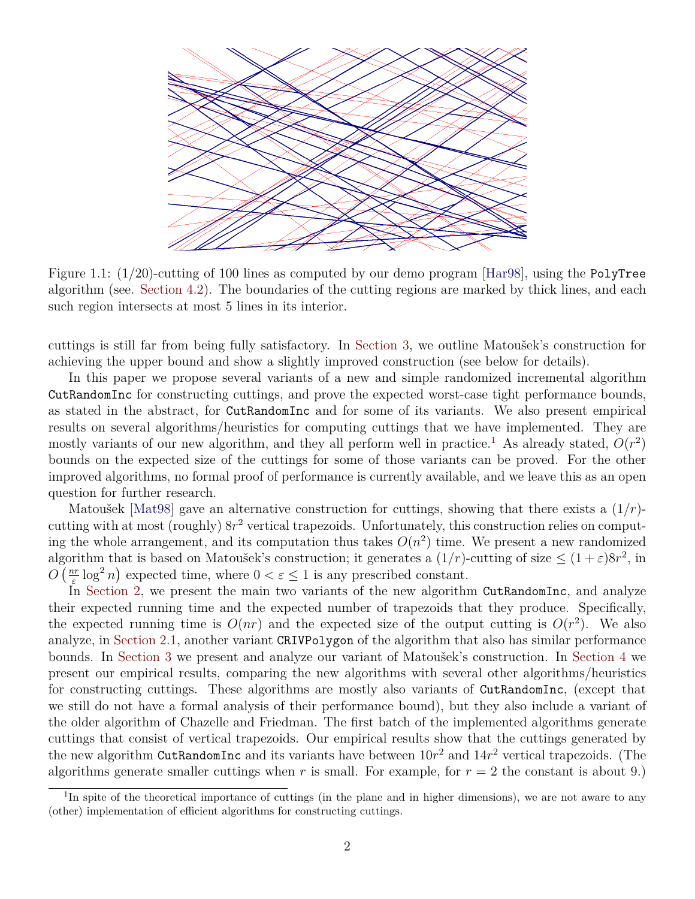Figure 1.1: (1/20)-cutting of 100 lines as computed by our demo program [Har98], using the `PolyTree` algorithm (see. Section 4.2). The boundaries of the cutting regions are marked by thick lines, and each such region intersects at most 5 lines in its interior.

cuttings is still far from being fully satisfactory. In Section 3, we outline Matoušek's construction for achieving the upper bound and show a slightly improved construction (see below for details).

In this paper we propose several variants of a new and simple randomized incremental algorithm `CutRandomInc` for constructing cuttings, and prove the expected worst-case tight performance bounds, as stated in the abstract, for `CutRandomInc` and for some of its variants. We also present empirical results on several algorithms/heuristics for computing cuttings that we have implemented. They are mostly variants of our new algorithm, and they all perform well in practice.[1] As already stated, $O(r^2)$ bounds on the expected size of the cuttings for some of those variants can be proved. For the other improved algorithms, no formal proof of performance is currently available, and we leave this as an open question for further research.

Matoušek [Mat98] gave an alternative construction for cuttings, showing that there exists a $(1/r)$-cutting with at most (roughly) $8r^2$ vertical trapezoids. Unfortunately, this construction relies on computing the whole arrangement, and its computation thus takes $O(n^2)$ time. We present a new randomized algorithm that is based on Matoušek's construction; it generates a $(1/r)$-cutting of size $\leq (1+\varepsilon)8r^2$, in $O\left(\frac{nr}{\varepsilon}\log^2 n\right)$ expected time, where $0 < \varepsilon \leq 1$ is any prescribed constant.

In Section 2, we present the main two variants of the new algorithm `CutRandomInc`, and analyze their expected running time and the expected number of trapezoids that they produce. Specifically, the expected running time is $O(nr)$ and the expected size of the output cutting is $O(r^2)$. We also analyze, in Section 2.1, another variant `CRIVPolygon` of the algorithm that also has similar performance bounds. In Section 3 we present and analyze our variant of Matoušek's construction. In Section 4 we present our empirical results, comparing the new algorithms with several other algorithms/heuristics for constructing cuttings. These algorithms are mostly also variants of `CutRandomInc`, (except that we still do not have a formal analysis of their performance bound), but they also include a variant of the older algorithm of Chazelle and Friedman. The first batch of the implemented algorithms generate cuttings that consist of vertical trapezoids. Our empirical results show that the cuttings generated by the new algorithm `CutRandomInc` and its variants have between $10r^2$ and $14r^2$ vertical trapezoids. (The algorithms generate smaller cuttings when $r$ is small. For example, for $r = 2$ the constant is about 9.)

[1] In spite of the theoretical importance of cuttings (in the plane and in higher dimensions), we are not aware to any (other) implementation of efficient algorithms for constructing cuttings.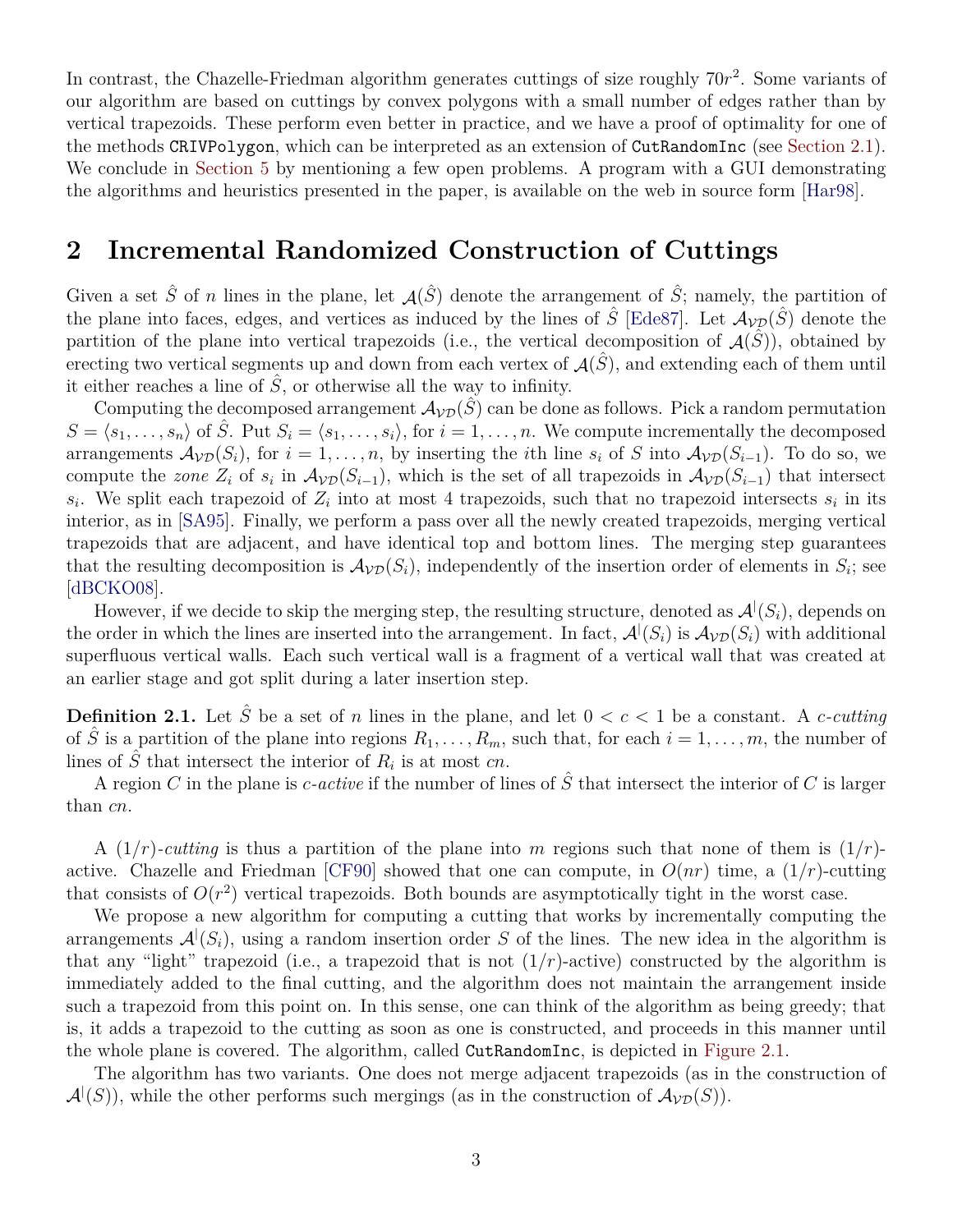In contrast, the Chazelle-Friedman algorithm generates cuttings of size roughly $70r^2$. Some variants of our algorithm are based on cuttings by convex polygons with a small number of edges rather than by vertical trapezoids. These perform even better in practice, and we have a proof of optimality for one of the methods `CRIVPolygon`, which can be interpreted as an extension of `CutRandomInc` (see Section 2.1). We conclude in Section 5 by mentioning a few open problems. A program with a GUI demonstrating the algorithms and heuristics presented in the paper, is available on the web in source form [Har98].

## 2 Incremental Randomized Construction of Cuttings

Given a set $\hat{S}$ of $n$ lines in the plane, let $\mathcal{A}(\hat{S})$ denote the arrangement of $\hat{S}$; namely, the partition of the plane into faces, edges, and vertices as induced by the lines of $\hat{S}$ [Ede87]. Let $\mathcal{A}_{\mathcal{VD}}(\hat{S})$ denote the partition of the plane into vertical trapezoids (i.e., the vertical decomposition of $\mathcal{A}(\hat{S})$), obtained by erecting two vertical segments up and down from each vertex of $\mathcal{A}(\hat{S})$, and extending each of them until it either reaches a line of $\hat{S}$, or otherwise all the way to infinity.

Computing the decomposed arrangement $\mathcal{A}_{\mathcal{VD}}(\hat{S})$ can be done as follows. Pick a random permutation $S = \langle s_1, \ldots, s_n \rangle$ of $\hat{S}$. Put $S_i = \langle s_1, \ldots, s_i \rangle$, for $i = 1, \ldots, n$. We compute incrementally the decomposed arrangements $\mathcal{A}_{\mathcal{VD}}(S_i)$, for $i = 1, \ldots, n$, by inserting the $i$th line $s_i$ of $S$ into $\mathcal{A}_{\mathcal{VD}}(S_{i-1})$. To do so, we compute the *zone* $Z_i$ of $s_i$ in $\mathcal{A}_{\mathcal{VD}}(S_{i-1})$, which is the set of all trapezoids in $\mathcal{A}_{\mathcal{VD}}(S_{i-1})$ that intersect $s_i$. We split each trapezoid of $Z_i$ into at most 4 trapezoids, such that no trapezoid intersects $s_i$ in its interior, as in [SA95]. Finally, we perform a pass over all the newly created trapezoids, merging vertical trapezoids that are adjacent, and have identical top and bottom lines. The merging step guarantees that the resulting decomposition is $\mathcal{A}_{\mathcal{VD}}(S_i)$, independently of the insertion order of elements in $S_i$; see [dBCKO08].

However, if we decide to skip the merging step, the resulting structure, denoted as $\mathcal{A}^{|}(S_i)$, depends on the order in which the lines are inserted into the arrangement. In fact, $\mathcal{A}^{|}(S_i)$ is $\mathcal{A}_{\mathcal{VD}}(S_i)$ with additional superfluous vertical walls. Each such vertical wall is a fragment of a vertical wall that was created at an earlier stage and got split during a later insertion step.

**Definition 2.1.** Let $\hat{S}$ be a set of $n$ lines in the plane, and let $0 < c < 1$ be a constant. A *c-cutting* of $\hat{S}$ is a partition of the plane into regions $R_1, \ldots, R_m$, such that, for each $i = 1, \ldots, m$, the number of lines of $\hat{S}$ that intersect the interior of $R_i$ is at most $cn$.

A region $C$ in the plane is *c-active* if the number of lines of $\hat{S}$ that intersect the interior of $C$ is larger than $cn$.

A $(1/r)$*-cutting* is thus a partition of the plane into $m$ regions such that none of them is $(1/r)$-active. Chazelle and Friedman [CF90] showed that one can compute, in $O(nr)$ time, a $(1/r)$-cutting that consists of $O(r^2)$ vertical trapezoids. Both bounds are asymptotically tight in the worst case.

We propose a new algorithm for computing a cutting that works by incrementally computing the arrangements $\mathcal{A}^{|}(S_i)$, using a random insertion order $S$ of the lines. The new idea in the algorithm is that any "light" trapezoid (i.e., a trapezoid that is not $(1/r)$-active) constructed by the algorithm is immediately added to the final cutting, and the algorithm does not maintain the arrangement inside such a trapezoid from this point on. In this sense, one can think of the algorithm as being greedy; that is, it adds a trapezoid to the cutting as soon as one is constructed, and proceeds in this manner until the whole plane is covered. The algorithm, called `CutRandomInc`, is depicted in Figure 2.1.

The algorithm has two variants. One does not merge adjacent trapezoids (as in the construction of $\mathcal{A}^{|}(S)$), while the other performs such mergings (as in the construction of $\mathcal{A}_{\mathcal{VD}}(S)$).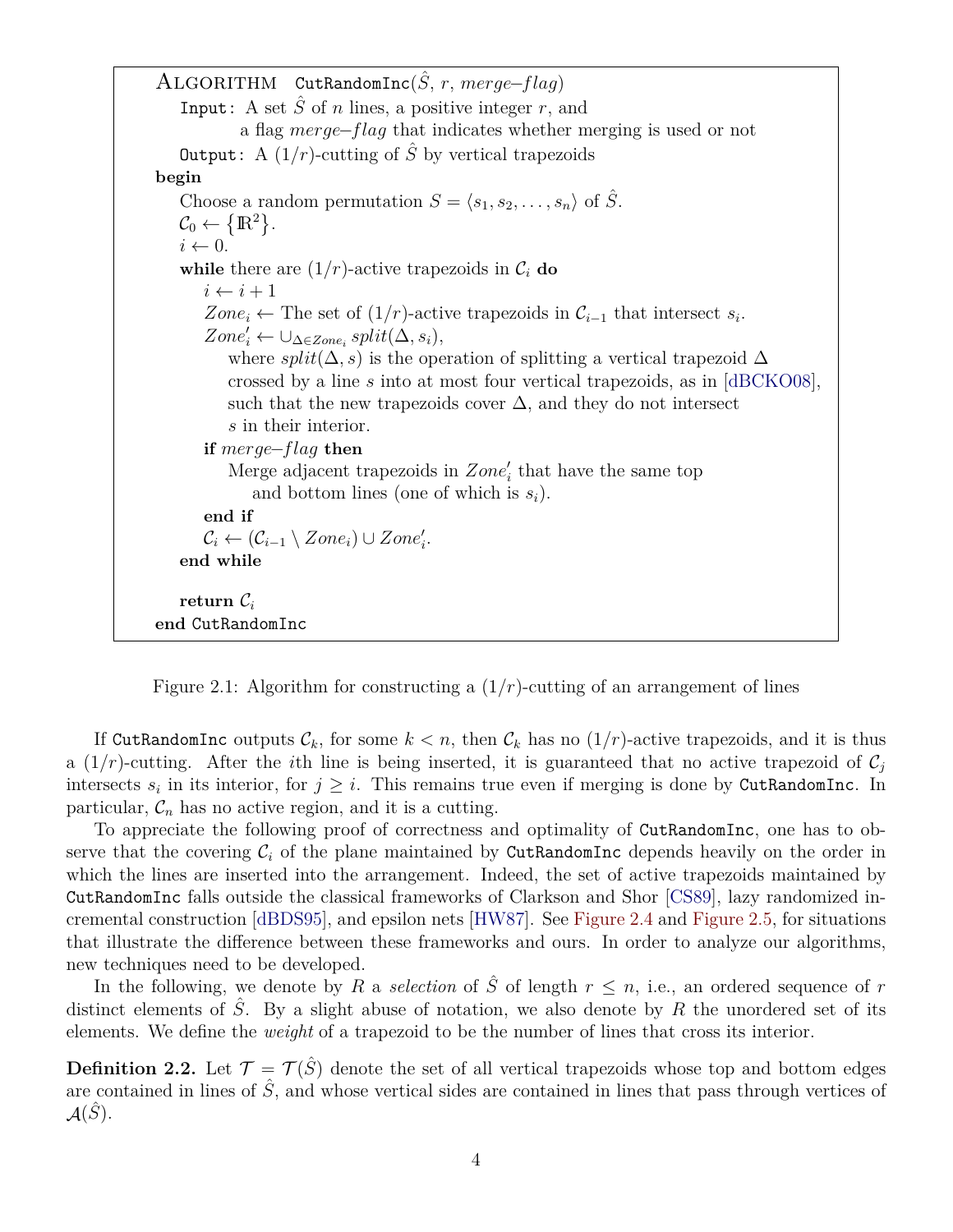```
ALGORITHM   CutRandomInc(Ŝ, r, merge–flag)
    Input: A set Ŝ of n lines, a positive integer r, and
           a flag merge–flag that indicates whether merging is used or not
    Output: A (1/r)-cutting of Ŝ by vertical trapezoids
begin
    Choose a random permutation S = ⟨s_1, s_2, ..., s_n⟩ of Ŝ.
    C_0 ← {ℝ^2}.
    i ← 0.
    while there are (1/r)-active trapezoids in C_i do
        i ← i + 1
        Zone_i ← The set of (1/r)-active trapezoids in C_{i-1} that intersect s_i.
        Zone'_i ← ∪_{Δ∈Zone_i} split(Δ, s_i),
            where split(Δ, s) is the operation of splitting a vertical trapezoid Δ
            crossed by a line s into at most four vertical trapezoids, as in [dBCKO08],
            such that the new trapezoids cover Δ, and they do not intersect
            s in their interior.
        if merge–flag then
            Merge adjacent trapezoids in Zone'_i that have the same top
               and bottom lines (one of which is s_i).
        end if
        C_i ← (C_{i-1} \ Zone_i) ∪ Zone'_i.
    end while

    return C_i
end CutRandomInc
```

Figure 2.1: Algorithm for constructing a $(1/r)$-cutting of an arrangement of lines

If `CutRandomInc` outputs $\mathcal{C}_k$, for some $k < n$, then $\mathcal{C}_k$ has no $(1/r)$-active trapezoids, and it is thus a $(1/r)$-cutting. After the $i$th line is being inserted, it is guaranteed that no active trapezoid of $\mathcal{C}_j$ intersects $s_i$ in its interior, for $j \geq i$. This remains true even if merging is done by `CutRandomInc`. In particular, $\mathcal{C}_n$ has no active region, and it is a cutting.

To appreciate the following proof of correctness and optimality of `CutRandomInc`, one has to observe that the covering $\mathcal{C}_i$ of the plane maintained by `CutRandomInc` depends heavily on the order in which the lines are inserted into the arrangement. Indeed, the set of active trapezoids maintained by `CutRandomInc` falls outside the classical frameworks of Clarkson and Shor [CS89], lazy randomized incremental construction [dBDS95], and epsilon nets [HW87]. See Figure 2.4 and Figure 2.5, for situations that illustrate the difference between these frameworks and ours. In order to analyze our algorithms, new techniques need to be developed.

In the following, we denote by $R$ a *selection* of $\hat{S}$ of length $r \leq n$, i.e., an ordered sequence of $r$ distinct elements of $\hat{S}$. By a slight abuse of notation, we also denote by $R$ the unordered set of its elements. We define the *weight* of a trapezoid to be the number of lines that cross its interior.

**Definition 2.2.** Let $\mathcal{T} = \mathcal{T}(\hat{S})$ denote the set of all vertical trapezoids whose top and bottom edges are contained in lines of $\hat{S}$, and whose vertical sides are contained in lines that pass through vertices of $\mathcal{A}(\hat{S})$.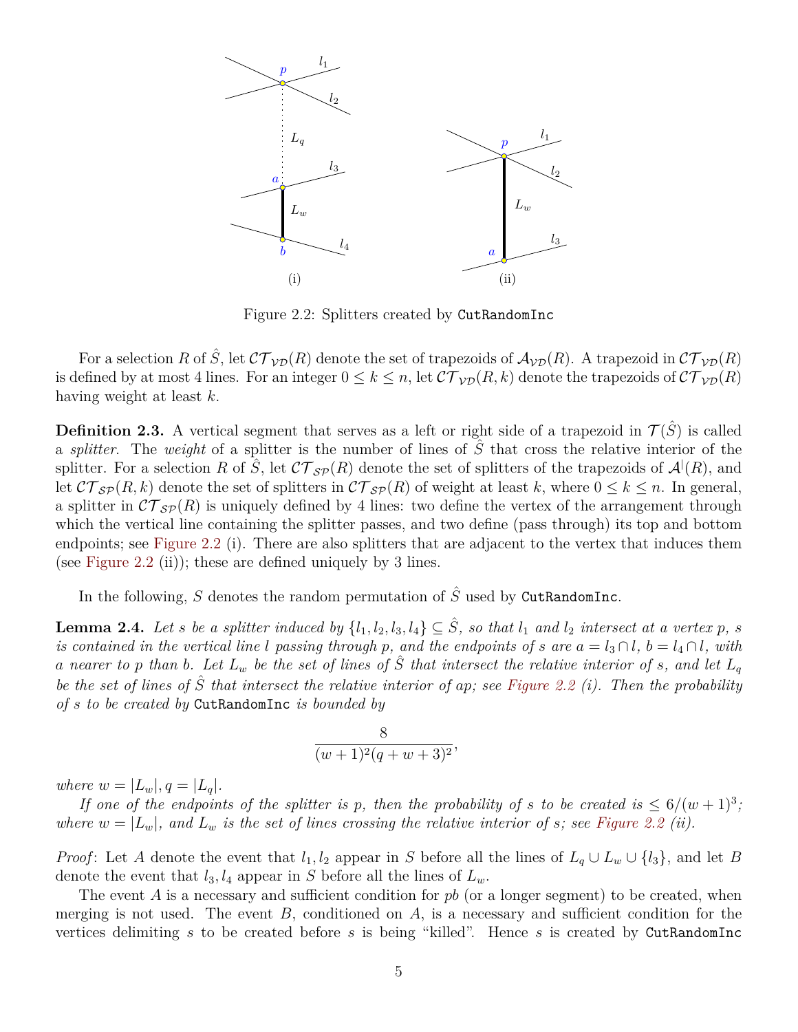Figure 2.2: Splitters created by `CutRandomInc`

For a selection $R$ of $\hat{S}$, let $\mathcal{CT}_{\mathcal{VD}}(R)$ denote the set of trapezoids of $\mathcal{A}_{\mathcal{VD}}(R)$. A trapezoid in $\mathcal{CT}_{\mathcal{VD}}(R)$ is defined by at most 4 lines. For an integer $0 \leq k \leq n$, let $\mathcal{CT}_{\mathcal{VD}}(R, k)$ denote the trapezoids of $\mathcal{CT}_{\mathcal{VD}}(R)$ having weight at least $k$.

**Definition 2.3.** A vertical segment that serves as a left or right side of a trapezoid in $\mathcal{T}(\hat{S})$ is called a *splitter*. The *weight* of a splitter is the number of lines of $\hat{S}$ that cross the relative interior of the splitter. For a selection $R$ of $\hat{S}$, let $\mathcal{CT}_{\mathcal{SP}}(R)$ denote the set of splitters of the trapezoids of $\mathcal{A}^{|}(R)$, and let $\mathcal{CT}_{\mathcal{SP}}(R, k)$ denote the set of splitters in $\mathcal{CT}_{\mathcal{SP}}(R)$ of weight at least $k$, where $0 \leq k \leq n$. In general, a splitter in $\mathcal{CT}_{\mathcal{SP}}(R)$ is uniquely defined by 4 lines: two define the vertex of the arrangement through which the vertical line containing the splitter passes, and two define (pass through) its top and bottom endpoints; see Figure 2.2 (i). There are also splitters that are adjacent to the vertex that induces them (see Figure 2.2 (ii)); these are defined uniquely by 3 lines.

In the following, $S$ denotes the random permutation of $\hat{S}$ used by `CutRandomInc`.

**Lemma 2.4.** *Let $s$ be a splitter induced by $\{l_1, l_2, l_3, l_4\} \subseteq \hat{S}$, so that $l_1$ and $l_2$ intersect at a vertex $p$, $s$ is contained in the vertical line $l$ passing through $p$, and the endpoints of $s$ are $a = l_3 \cap l$, $b = l_4 \cap l$, with $a$ nearer to $p$ than $b$. Let $L_w$ be the set of lines of $\hat{S}$ that intersect the relative interior of $s$, and let $L_q$ be the set of lines of $\hat{S}$ that intersect the relative interior of $ap$; see Figure 2.2 (i). Then the probability of $s$ to be created by* `CutRandomInc` *is bounded by*

$$\frac{8}{(w+1)^2(q+w+3)^2},$$

*where $w = |L_w|$, $q = |L_q|$.*

*If one of the endpoints of the splitter is $p$, then the probability of $s$ to be created is $\leq 6/(w+1)^3$; where $w = |L_w|$, and $L_w$ is the set of lines crossing the relative interior of $s$; see Figure 2.2 (ii).*

*Proof*: Let $A$ denote the event that $l_1, l_2$ appear in $S$ before all the lines of $L_q \cup L_w \cup \{l_3\}$, and let $B$ denote the event that $l_3, l_4$ appear in $S$ before all the lines of $L_w$.

The event $A$ is a necessary and sufficient condition for $pb$ (or a longer segment) to be created, when merging is not used. The event $B$, conditioned on $A$, is a necessary and sufficient condition for the vertices delimiting $s$ to be created before $s$ is being "killed". Hence $s$ is created by `CutRandomInc`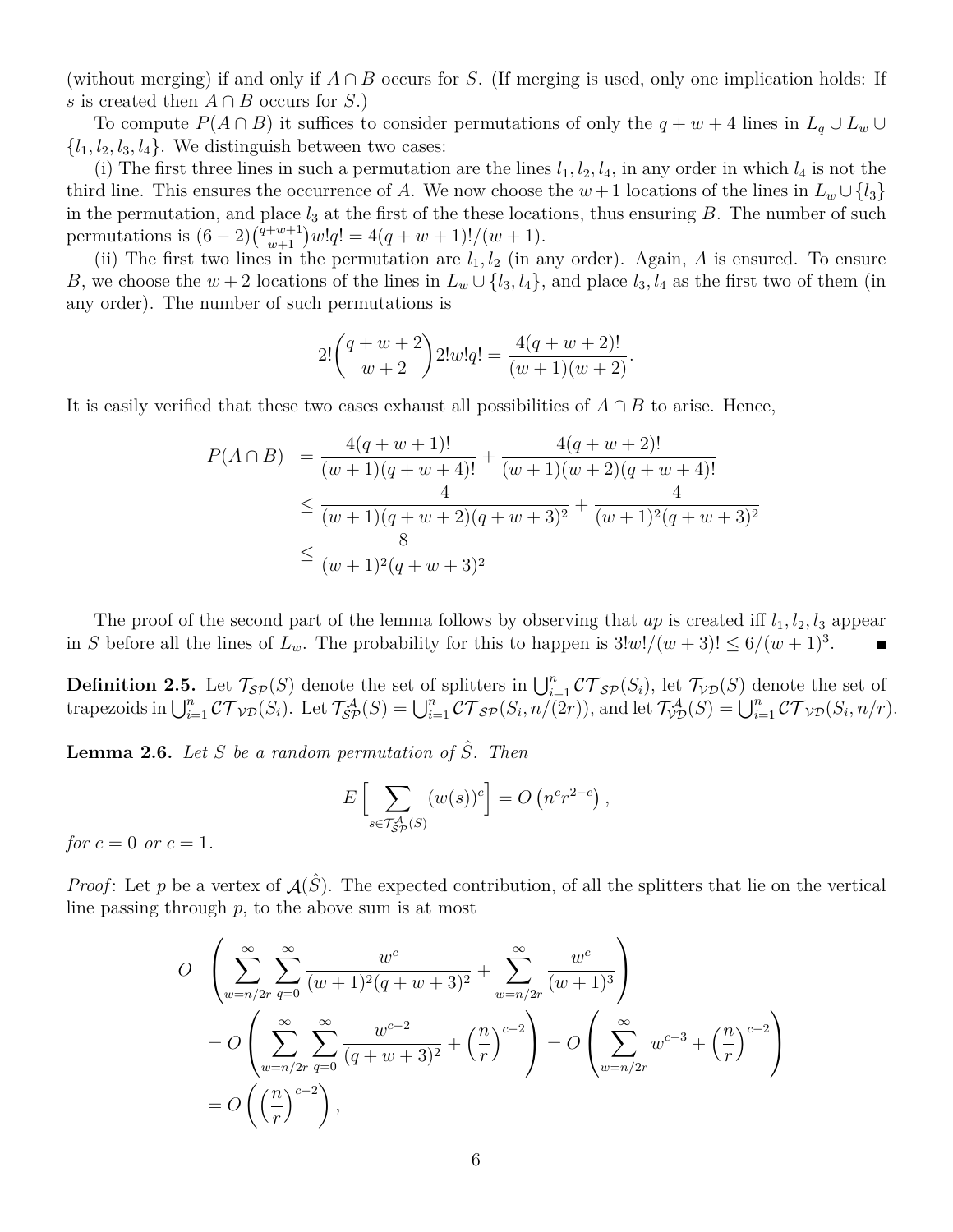(without merging) if and only if $A \cap B$ occurs for $S$. (If merging is used, only one implication holds: If $s$ is created then $A \cap B$ occurs for $S$.)

To compute $P(A \cap B)$ it suffices to consider permutations of only the $q + w + 4$ lines in $L_q \cup L_w \cup \{l_1, l_2, l_3, l_4\}$. We distinguish between two cases:

(i) The first three lines in such a permutation are the lines $l_1, l_2, l_4$, in any order in which $l_4$ is not the third line. This ensures the occurrence of $A$. We now choose the $w+1$ locations of the lines in $L_w \cup \{l_3\}$ in the permutation, and place $l_3$ at the first of the these locations, thus ensuring $B$. The number of such permutations is $(6-2)\binom{q+w+1}{w+1} w! q! = 4(q + w + 1)!/(w + 1)$.

(ii) The first two lines in the permutation are $l_1, l_2$ (in any order). Again, $A$ is ensured. To ensure $B$, we choose the $w + 2$ locations of the lines in $L_w \cup \{l_3, l_4\}$, and place $l_3, l_4$ as the first two of them (in any order). The number of such permutations is

$$2!\binom{q+w+2}{w+2} 2! w! q! = \frac{4(q + w + 2)!}{(w + 1)(w + 2)}.$$

It is easily verified that these two cases exhaust all possibilities of $A \cap B$ to arise. Hence,

$$\begin{aligned}
P(A \cap B) &= \frac{4(q + w + 1)!}{(w + 1)(q + w + 4)!} + \frac{4(q + w + 2)!}{(w + 1)(w + 2)(q + w + 4)!} \\
&\leq \frac{4}{(w + 1)(q + w + 2)(q + w + 3)^2} + \frac{4}{(w + 1)^2(q + w + 3)^2} \\
&\leq \frac{8}{(w + 1)^2(q + w + 3)^2}
\end{aligned}$$

The proof of the second part of the lemma follows by observing that $ap$ is created iff $l_1, l_2, l_3$ appear in $S$ before all the lines of $L_w$. The probability for this to happen is $3!w!/(w + 3)! \leq 6/(w + 1)^3$. ∎

**Definition 2.5.** Let $\mathcal{T}_{\mathcal{SP}}(S)$ denote the set of splitters in $\bigcup_{i=1}^{n} \mathcal{CT}_{\mathcal{SP}}(S_i)$, let $\mathcal{T}_{\mathcal{VD}}(S)$ denote the set of trapezoids in $\bigcup_{i=1}^{n} \mathcal{CT}_{\mathcal{VD}}(S_i)$. Let $\mathcal{T}_{\mathcal{SP}}^{\mathcal{A}}(S) = \bigcup_{i=1}^{n} \mathcal{CT}_{\mathcal{SP}}(S_i, n/(2r))$, and let $\mathcal{T}_{\mathcal{VD}}^{\mathcal{A}}(S) = \bigcup_{i=1}^{n} \mathcal{CT}_{\mathcal{VD}}(S_i, n/r)$.

**Lemma 2.6.** *Let $S$ be a random permutation of $\hat{S}$. Then*

$$E\Big[\sum_{s \in \mathcal{T}_{\mathcal{SP}}^{\mathcal{A}}(S)} (w(s))^c\Big] = O\left(n^c r^{2-c}\right),$$

*for $c = 0$ or $c = 1$.*

*Proof*: Let $p$ be a vertex of $\mathcal{A}(\hat{S})$. The expected contribution, of all the splitters that lie on the vertical line passing through $p$, to the above sum is at most

$$\begin{aligned}
&O\left(\sum_{w=n/2r}^{\infty} \sum_{q=0}^{\infty} \frac{w^c}{(w + 1)^2(q + w + 3)^2} + \sum_{w=n/2r}^{\infty} \frac{w^c}{(w + 1)^3}\right) \\
&= O\left(\sum_{w=n/2r}^{\infty} \sum_{q=0}^{\infty} \frac{w^{c-2}}{(q + w + 3)^2} + \left(\frac{n}{r}\right)^{c-2}\right) = O\left(\sum_{w=n/2r}^{\infty} w^{c-3} + \left(\frac{n}{r}\right)^{c-2}\right) \\
&= O\left(\left(\frac{n}{r}\right)^{c-2}\right),
\end{aligned}$$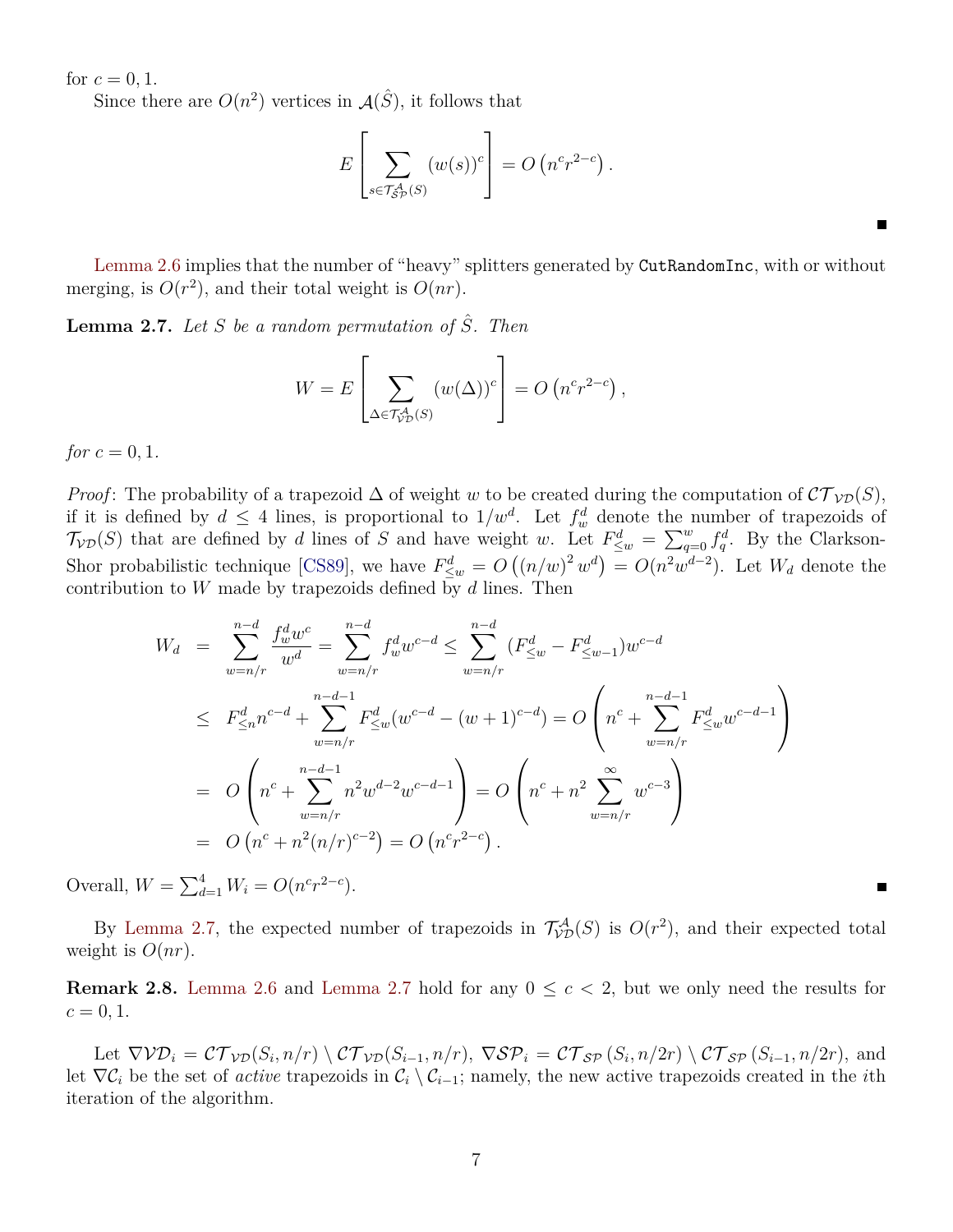for $c = 0, 1$.

Since there are $O(n^2)$ vertices in $\mathcal{A}(\hat{S})$, it follows that

$$E\left[\sum_{s \in \mathcal{T}^{\mathcal{A}}_{\mathcal{SP}}(S)} (w(s))^c\right] = O\left(n^c r^{2-c}\right).$$

■

Lemma 2.6 implies that the number of "heavy" splitters generated by `CutRandomInc`, with or without merging, is $O(r^2)$, and their total weight is $O(nr)$.

**Lemma 2.7.** *Let $S$ be a random permutation of $\hat{S}$. Then*

$$W = E\left[\sum_{\Delta \in \mathcal{T}^{\mathcal{A}}_{\mathcal{VD}}(S)} (w(\Delta))^c\right] = O\left(n^c r^{2-c}\right),$$

*for $c = 0, 1$.*

*Proof*: The probability of a trapezoid $\Delta$ of weight $w$ to be created during the computation of $\mathcal{CT}_{\mathcal{VD}}(S)$, if it is defined by $d \le 4$ lines, is proportional to $1/w^d$. Let $f^d_w$ denote the number of trapezoids of $\mathcal{T}_{\mathcal{VD}}(S)$ that are defined by $d$ lines of $S$ and have weight $w$. Let $F^d_{\le w} = \sum_{q=0}^{w} f^d_q$. By the Clarkson-Shor probabilistic technique [CS89], we have $F^d_{\le w} = O\left((n/w)^2 w^d\right) = O(n^2 w^{d-2})$. Let $W_d$ denote the contribution to $W$ made by trapezoids defined by $d$ lines. Then

$$\begin{aligned}
W_d &= \sum_{w=n/r}^{n-d} \frac{f^d_w w^c}{w^d} = \sum_{w=n/r}^{n-d} f^d_w w^{c-d} \le \sum_{w=n/r}^{n-d} (F^d_{\le w} - F^d_{\le w-1}) w^{c-d} \\
&\le F^d_{\le n} n^{c-d} + \sum_{w=n/r}^{n-d-1} F^d_{\le w}(w^{c-d} - (w+1)^{c-d}) = O\left(n^c + \sum_{w=n/r}^{n-d-1} F^d_{\le w} w^{c-d-1}\right) \\
&= O\left(n^c + \sum_{w=n/r}^{n-d-1} n^2 w^{d-2} w^{c-d-1}\right) = O\left(n^c + n^2 \sum_{w=n/r}^{\infty} w^{c-3}\right) \\
&= O\left(n^c + n^2 (n/r)^{c-2}\right) = O\left(n^c r^{2-c}\right).
\end{aligned}$$

Overall, $W = \sum_{d=1}^{4} W_i = O(n^c r^{2-c})$. ■

By Lemma 2.7, the expected number of trapezoids in $\mathcal{T}^{\mathcal{A}}_{\mathcal{VD}}(S)$ is $O(r^2)$, and their expected total weight is $O(nr)$.

**Remark 2.8.** Lemma 2.6 and Lemma 2.7 hold for any $0 \le c < 2$, but we only need the results for $c = 0, 1$.

Let $\nabla\mathcal{VD}_i = \mathcal{CT}_{\mathcal{VD}}(S_i, n/r) \setminus \mathcal{CT}_{\mathcal{VD}}(S_{i-1}, n/r)$, $\nabla\mathcal{SP}_i = \mathcal{CT}_{\mathcal{SP}}(S_i, n/2r) \setminus \mathcal{CT}_{\mathcal{SP}}(S_{i-1}, n/2r)$, and let $\nabla\mathcal{C}_i$ be the set of *active* trapezoids in $\mathcal{C}_i \setminus \mathcal{C}_{i-1}$; namely, the new active trapezoids created in the $i$th iteration of the algorithm.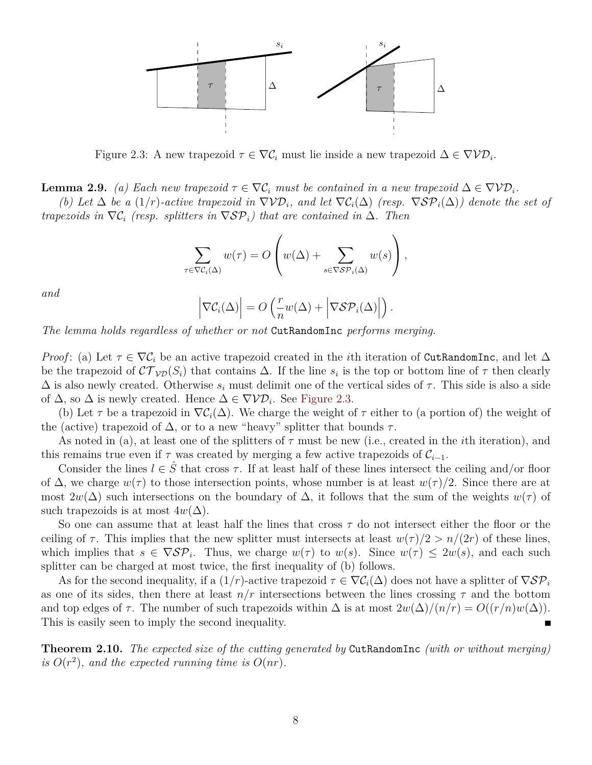Figure 2.3: A new trapezoid $\tau \in \nabla\mathcal{C}_i$ must lie inside a new trapezoid $\Delta \in \nabla\mathcal{VD}_i$.

**Lemma 2.9.** *(a) Each new trapezoid $\tau \in \nabla\mathcal{C}_i$ must be contained in a new trapezoid $\Delta \in \nabla\mathcal{VD}_i$.*

*(b) Let $\Delta$ be a $(1/r)$-active trapezoid in $\nabla\mathcal{VD}_i$, and let $\nabla\mathcal{C}_i(\Delta)$ (resp. $\nabla\mathcal{SP}_i(\Delta)$) denote the set of trapezoids in $\nabla\mathcal{C}_i$ (resp. splitters in $\nabla\mathcal{SP}_i$) that are contained in $\Delta$. Then*

$$\sum_{\tau \in \nabla\mathcal{C}_i(\Delta)} w(\tau) = O\left( w(\Delta) + \sum_{s \in \nabla\mathcal{SP}_i(\Delta)} w(s) \right),$$

*and*

$$\left|\nabla\mathcal{C}_i(\Delta)\right| = O\left(\frac{r}{n} w(\Delta) + \left|\nabla\mathcal{SP}_i(\Delta)\right|\right).$$

*The lemma holds regardless of whether or not* `CutRandomInc` *performs merging.*

*Proof*: (a) Let $\tau \in \nabla\mathcal{C}_i$ be an active trapezoid created in the $i$th iteration of `CutRandomInc`, and let $\Delta$ be the trapezoid of $\mathcal{CT}_{\mathcal{VD}}(S_i)$ that contains $\Delta$. If the line $s_i$ is the top or bottom line of $\tau$ then clearly $\Delta$ is also newly created. Otherwise $s_i$ must delimit one of the vertical sides of $\tau$. This side is also a side of $\Delta$, so $\Delta$ is newly created. Hence $\Delta \in \nabla\mathcal{VD}_i$. See Figure 2.3.

(b) Let $\tau$ be a trapezoid in $\nabla\mathcal{C}_i(\Delta)$. We charge the weight of $\tau$ either to (a portion of) the weight of the (active) trapezoid of $\Delta$, or to a new "heavy" splitter that bounds $\tau$.

As noted in (a), at least one of the splitters of $\tau$ must be new (i.e., created in the $i$th iteration), and this remains true even if $\tau$ was created by merging a few active trapezoids of $\mathcal{C}_{i-1}$.

Consider the lines $l \in \hat{S}$ that cross $\tau$. If at least half of these lines intersect the ceiling and/or floor of $\Delta$, we charge $w(\tau)$ to those intersection points, whose number is at least $w(\tau)/2$. Since there are at most $2w(\Delta)$ such intersections on the boundary of $\Delta$, it follows that the sum of the weights $w(\tau)$ of such trapezoids is at most $4w(\Delta)$.

So one can assume that at least half the lines that cross $\tau$ do not intersect either the floor or the ceiling of $\tau$. This implies that the new splitter must intersects at least $w(\tau)/2 > n/(2r)$ of these lines, which implies that $s \in \nabla\mathcal{SP}_i$. Thus, we charge $w(\tau)$ to $w(s)$. Since $w(\tau) \le 2w(s)$, and each such splitter can be charged at most twice, the first inequality of (b) follows.

As for the second inequality, if a $(1/r)$-active trapezoid $\tau \in \nabla\mathcal{C}_i(\Delta)$ does not have a splitter of $\nabla\mathcal{SP}_i$ as one of its sides, then there at least $n/r$ intersections between the lines crossing $\tau$ and the bottom and top edges of $\tau$. The number of such trapezoids within $\Delta$ is at most $2w(\Delta)/(n/r) = O((r/n)w(\Delta))$. This is easily seen to imply the second inequality. ∎

**Theorem 2.10.** *The expected size of the cutting generated by* `CutRandomInc` *(with or without merging) is $O(r^2)$, and the expected running time is $O(nr)$.*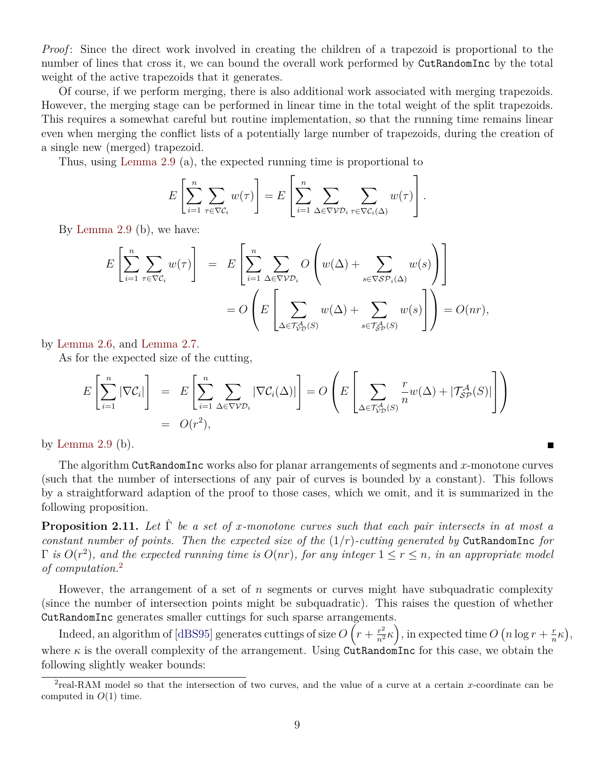*Proof*: Since the direct work involved in creating the children of a trapezoid is proportional to the number of lines that cross it, we can bound the overall work performed by `CutRandomInc` by the total weight of the active trapezoids that it generates.

Of course, if we perform merging, there is also additional work associated with merging trapezoids. However, the merging stage can be performed in linear time in the total weight of the split trapezoids. This requires a somewhat careful but routine implementation, so that the running time remains linear even when merging the conflict lists of a potentially large number of trapezoids, during the creation of a single new (merged) trapezoid.

Thus, using Lemma 2.9 (a), the expected running time is proportional to

$$E\left[\sum_{i=1}^{n} \sum_{\tau \in \nabla \mathcal{C}_i} w(\tau)\right] = E\left[\sum_{i=1}^{n} \sum_{\Delta \in \nabla \mathcal{VD}_i} \sum_{\tau \in \nabla \mathcal{C}_i(\Delta)} w(\tau)\right].$$

By Lemma 2.9 (b), we have:

$$\begin{aligned} E\left[\sum_{i=1}^{n} \sum_{\tau \in \nabla \mathcal{C}_i} w(\tau)\right] &= E\left[\sum_{i=1}^{n} \sum_{\Delta \in \nabla \mathcal{VD}_i} O\left(w(\Delta) + \sum_{s \in \nabla \mathcal{SP}_i(\Delta)} w(s)\right)\right] \\ &= O\left(E\left[\sum_{\Delta \in \mathcal{T}^{\mathcal{A}}_{\mathcal{VD}}(S)} w(\Delta) + \sum_{s \in \mathcal{T}^{\mathcal{A}}_{\mathcal{SP}}(S)} w(s)\right]\right) = O(nr), \end{aligned}$$

by Lemma 2.6, and Lemma 2.7.

As for the expected size of the cutting,

$$\begin{aligned} E\left[\sum_{i=1}^{n} |\nabla \mathcal{C}_i|\right] &= E\left[\sum_{i=1}^{n} \sum_{\Delta \in \nabla \mathcal{VD}_i} |\nabla \mathcal{C}_i(\Delta)|\right] = O\left(E\left[\sum_{\Delta \in \mathcal{T}^{\mathcal{A}}_{\mathcal{VD}}(S)} \frac{r}{n} w(\Delta) + |\mathcal{T}^{\mathcal{A}}_{\mathcal{SP}}(S)|\right]\right) \\ &= O(r^2), \end{aligned}$$

by Lemma 2.9 (b). ∎

The algorithm `CutRandomInc` works also for planar arrangements of segments and $x$-monotone curves (such that the number of intersections of any pair of curves is bounded by a constant). This follows by a straightforward adaption of the proof to those cases, which we omit, and it is summarized in the following proposition.

**Proposition 2.11.** *Let $\hat{\Gamma}$ be a set of $x$-monotone curves such that each pair intersects in at most a constant number of points. Then the expected size of the $(1/r)$-cutting generated by* `CutRandomInc` *for $\Gamma$ is $O(r^2)$, and the expected running time is $O(nr)$, for any integer $1 \le r \le n$, in an appropriate model of computation.*[2]

However, the arrangement of a set of $n$ segments or curves might have subquadratic complexity (since the number of intersection points might be subquadratic). This raises the question of whether `CutRandomInc` generates smaller cuttings for such sparse arrangements.

Indeed, an algorithm of [dBS95] generates cuttings of size $O\left(r + \frac{r^2}{n^2}\kappa\right)$, in expected time $O\left(n \log r + \frac{r}{n}\kappa\right)$, where $\kappa$ is the overall complexity of the arrangement. Using `CutRandomInc` for this case, we obtain the following slightly weaker bounds:

[2] real-RAM model so that the intersection of two curves, and the value of a curve at a certain $x$-coordinate can be computed in $O(1)$ time.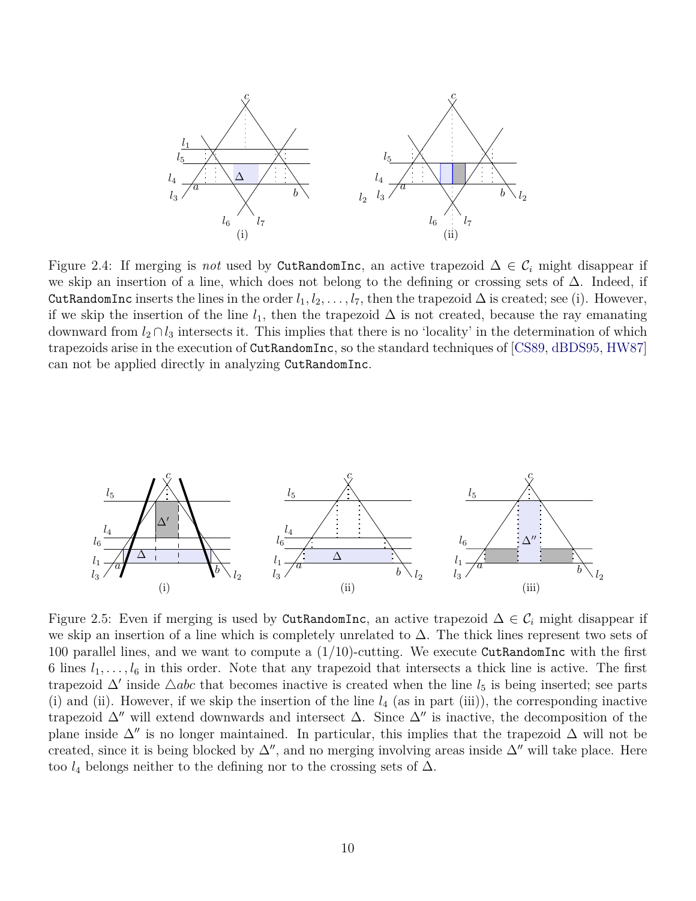Figure 2.4: If merging is *not* used by `CutRandomInc`, an active trapezoid $\Delta \in \mathcal{C}_i$ might disappear if we skip an insertion of a line, which does not belong to the defining or crossing sets of $\Delta$. Indeed, if `CutRandomInc` inserts the lines in the order $l_1, l_2, \ldots, l_7$, then the trapezoid $\Delta$ is created; see (i). However, if we skip the insertion of the line $l_1$, then the trapezoid $\Delta$ is not created, because the ray emanating downward from $l_2 \cap l_3$ intersects it. This implies that there is no 'locality' in the determination of which trapezoids arise in the execution of `CutRandomInc`, so the standard techniques of [CS89, dBDS95, HW87] can not be applied directly in analyzing `CutRandomInc`.

Figure 2.5: Even if merging is used by `CutRandomInc`, an active trapezoid $\Delta \in \mathcal{C}_i$ might disappear if we skip an insertion of a line which is completely unrelated to $\Delta$. The thick lines represent two sets of 100 parallel lines, and we want to compute a $(1/10)$-cutting. We execute `CutRandomInc` with the first 6 lines $l_1, \ldots, l_6$ in this order. Note that any trapezoid that intersects a thick line is active. The first trapezoid $\Delta'$ inside $\triangle abc$ that becomes inactive is created when the line $l_5$ is being inserted; see parts (i) and (ii). However, if we skip the insertion of the line $l_4$ (as in part (iii)), the corresponding inactive trapezoid $\Delta''$ will extend downwards and intersect $\Delta$. Since $\Delta''$ is inactive, the decomposition of the plane inside $\Delta''$ is no longer maintained. In particular, this implies that the trapezoid $\Delta$ will not be created, since it is being blocked by $\Delta''$, and no merging involving areas inside $\Delta''$ will take place. Here too $l_4$ belongs neither to the defining nor to the crossing sets of $\Delta$.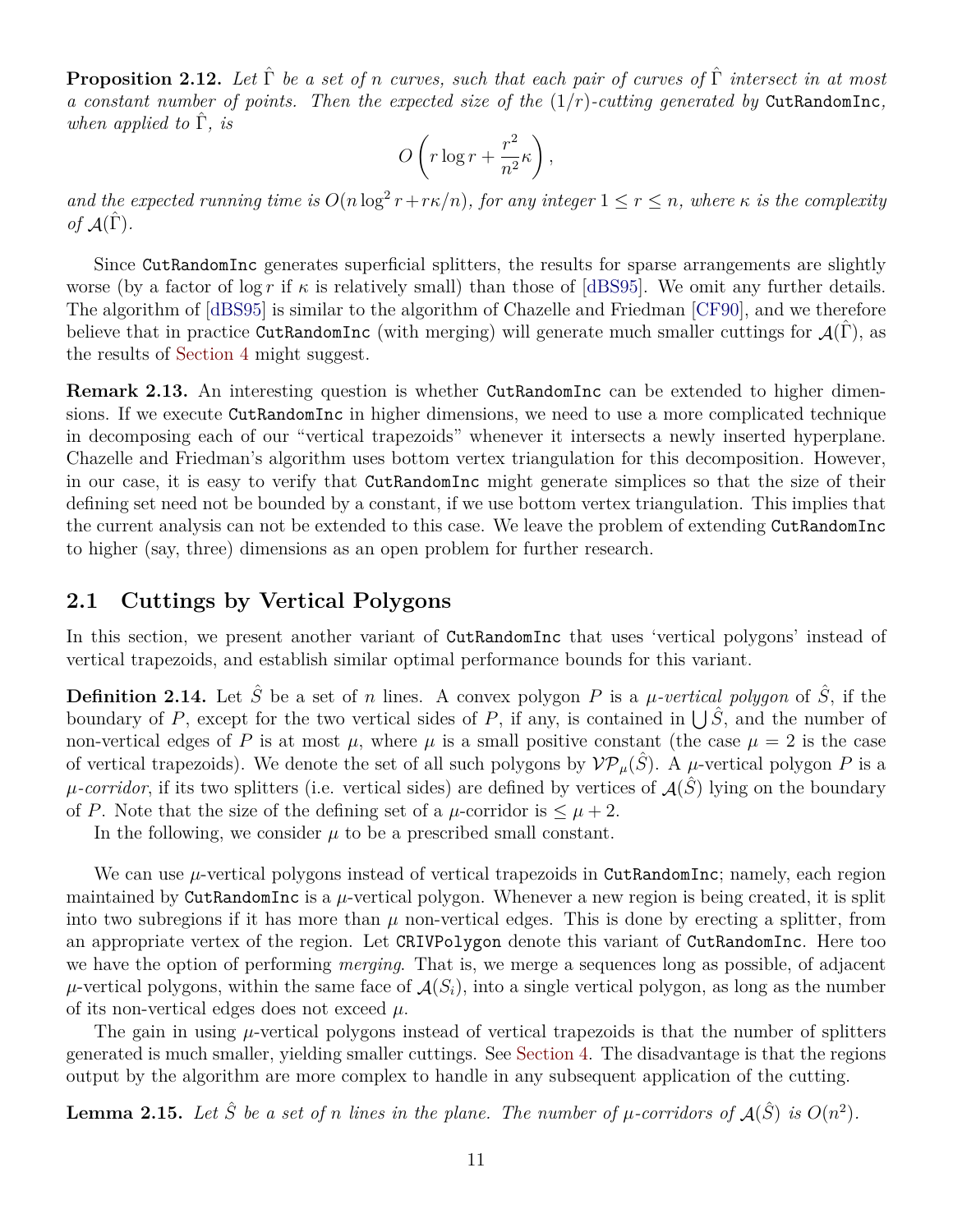**Proposition 2.12.** *Let $\hat{\Gamma}$ be a set of $n$ curves, such that each pair of curves of $\hat{\Gamma}$ intersect in at most a constant number of points. Then the expected size of the $(1/r)$-cutting generated by* `CutRandomInc`*, when applied to $\hat{\Gamma}$, is*

$$O\left(r \log r + \frac{r^2}{n^2}\kappa\right),$$

*and the expected running time is $O(n \log^2 r + r\kappa/n)$, for any integer $1 \leq r \leq n$, where $\kappa$ is the complexity of $\mathcal{A}(\hat{\Gamma})$.*

Since `CutRandomInc` generates superficial splitters, the results for sparse arrangements are slightly worse (by a factor of $\log r$ if $\kappa$ is relatively small) than those of [dBS95]. We omit any further details. The algorithm of [dBS95] is similar to the algorithm of Chazelle and Friedman [CF90], and we therefore believe that in practice `CutRandomInc` (with merging) will generate much smaller cuttings for $\mathcal{A}(\hat{\Gamma})$, as the results of Section 4 might suggest.

**Remark 2.13.** An interesting question is whether `CutRandomInc` can be extended to higher dimensions. If we execute `CutRandomInc` in higher dimensions, we need to use a more complicated technique in decomposing each of our "vertical trapezoids" whenever it intersects a newly inserted hyperplane. Chazelle and Friedman's algorithm uses bottom vertex triangulation for this decomposition. However, in our case, it is easy to verify that `CutRandomInc` might generate simplices so that the size of their defining set need not be bounded by a constant, if we use bottom vertex triangulation. This implies that the current analysis can not be extended to this case. We leave the problem of extending `CutRandomInc` to higher (say, three) dimensions as an open problem for further research.

## 2.1 Cuttings by Vertical Polygons

In this section, we present another variant of `CutRandomInc` that uses 'vertical polygons' instead of vertical trapezoids, and establish similar optimal performance bounds for this variant.

**Definition 2.14.** Let $\hat{S}$ be a set of $n$ lines. A convex polygon $P$ is a *$\mu$-vertical polygon* of $\hat{S}$, if the boundary of $P$, except for the two vertical sides of $P$, if any, is contained in $\bigcup \hat{S}$, and the number of non-vertical edges of $P$ is at most $\mu$, where $\mu$ is a small positive constant (the case $\mu = 2$ is the case of vertical trapezoids). We denote the set of all such polygons by $\mathcal{VP}_\mu(\hat{S})$. A $\mu$-vertical polygon $P$ is a *$\mu$-corridor*, if its two splitters (i.e. vertical sides) are defined by vertices of $\mathcal{A}(\hat{S})$ lying on the boundary of $P$. Note that the size of the defining set of a $\mu$-corridor is $\leq \mu + 2$.

In the following, we consider $\mu$ to be a prescribed small constant.

We can use $\mu$-vertical polygons instead of vertical trapezoids in `CutRandomInc`; namely, each region maintained by `CutRandomInc` is a $\mu$-vertical polygon. Whenever a new region is being created, it is split into two subregions if it has more than $\mu$ non-vertical edges. This is done by erecting a splitter, from an appropriate vertex of the region. Let `CRIVPolygon` denote this variant of `CutRandomInc`. Here too we have the option of performing *merging*. That is, we merge a sequences long as possible, of adjacent $\mu$-vertical polygons, within the same face of $\mathcal{A}(S_i)$, into a single vertical polygon, as long as the number of its non-vertical edges does not exceed $\mu$.

The gain in using $\mu$-vertical polygons instead of vertical trapezoids is that the number of splitters generated is much smaller, yielding smaller cuttings. See Section 4. The disadvantage is that the regions output by the algorithm are more complex to handle in any subsequent application of the cutting.

**Lemma 2.15.** *Let $\hat{S}$ be a set of $n$ lines in the plane. The number of $\mu$-corridors of $\mathcal{A}(\hat{S})$ is $O(n^2)$.*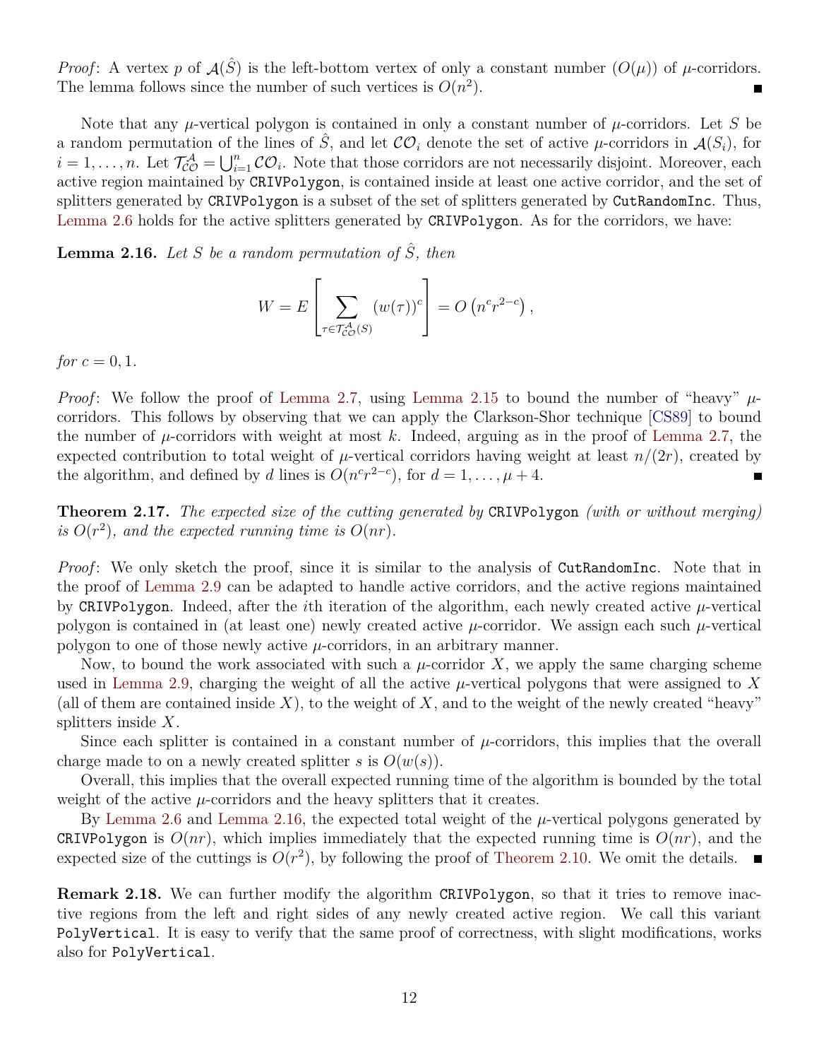*Proof*: A vertex $p$ of $\mathcal{A}(\hat{S})$ is the left-bottom vertex of only a constant number ($O(\mu)$) of $\mu$-corridors. The lemma follows since the number of such vertices is $O(n^2)$. ∎

Note that any $\mu$-vertical polygon is contained in only a constant number of $\mu$-corridors. Let $S$ be a random permutation of the lines of $\hat{S}$, and let $\mathcal{CO}_i$ denote the set of active $\mu$-corridors in $\mathcal{A}(S_i)$, for $i = 1, \ldots, n$. Let $\mathcal{T}^{\mathcal{A}}_{\mathcal{CO}} = \bigcup_{i=1}^{n} \mathcal{CO}_i$. Note that those corridors are not necessarily disjoint. Moreover, each active region maintained by `CRIVPolygon`, is contained inside at least one active corridor, and the set of splitters generated by `CRIVPolygon` is a subset of the set of splitters generated by `CutRandomInc`. Thus, Lemma 2.6 holds for the active splitters generated by `CRIVPolygon`. As for the corridors, we have:

**Lemma 2.16.** *Let $S$ be a random permutation of $\hat{S}$, then*

$$W = E\left[\sum_{\tau \in \mathcal{T}^{\mathcal{A}}_{\mathcal{CO}}(S)} (w(\tau))^c\right] = O\left(n^c r^{2-c}\right),$$

*for $c = 0, 1$.*

*Proof*: We follow the proof of Lemma 2.7, using Lemma 2.15 to bound the number of "heavy" $\mu$-corridors. This follows by observing that we can apply the Clarkson-Shor technique [CS89] to bound the number of $\mu$-corridors with weight at most $k$. Indeed, arguing as in the proof of Lemma 2.7, the expected contribution to total weight of $\mu$-vertical corridors having weight at least $n/(2r)$, created by the algorithm, and defined by $d$ lines is $O(n^c r^{2-c})$, for $d = 1, \ldots, \mu + 4$. ∎

**Theorem 2.17.** *The expected size of the cutting generated by* `CRIVPolygon` *(with or without merging) is $O(r^2)$, and the expected running time is $O(nr)$.*

*Proof*: We only sketch the proof, since it is similar to the analysis of `CutRandomInc`. Note that in the proof of Lemma 2.9 can be adapted to handle active corridors, and the active regions maintained by `CRIVPolygon`. Indeed, after the $i$th iteration of the algorithm, each newly created active $\mu$-vertical polygon is contained in (at least one) newly created active $\mu$-corridor. We assign each such $\mu$-vertical polygon to one of those newly active $\mu$-corridors, in an arbitrary manner.

Now, to bound the work associated with such a $\mu$-corridor $X$, we apply the same charging scheme used in Lemma 2.9, charging the weight of all the active $\mu$-vertical polygons that were assigned to $X$ (all of them are contained inside $X$), to the weight of $X$, and to the weight of the newly created "heavy" splitters inside $X$.

Since each splitter is contained in a constant number of $\mu$-corridors, this implies that the overall charge made to on a newly created splitter $s$ is $O(w(s))$.

Overall, this implies that the overall expected running time of the algorithm is bounded by the total weight of the active $\mu$-corridors and the heavy splitters that it creates.

By Lemma 2.6 and Lemma 2.16, the expected total weight of the $\mu$-vertical polygons generated by `CRIVPolygon` is $O(nr)$, which implies immediately that the expected running time is $O(nr)$, and the expected size of the cuttings is $O(r^2)$, by following the proof of Theorem 2.10. We omit the details. ∎

**Remark 2.18.** We can further modify the algorithm `CRIVPolygon`, so that it tries to remove inactive regions from the left and right sides of any newly created active region. We call this variant `PolyVertical`. It is easy to verify that the same proof of correctness, with slight modifications, works also for `PolyVertical`.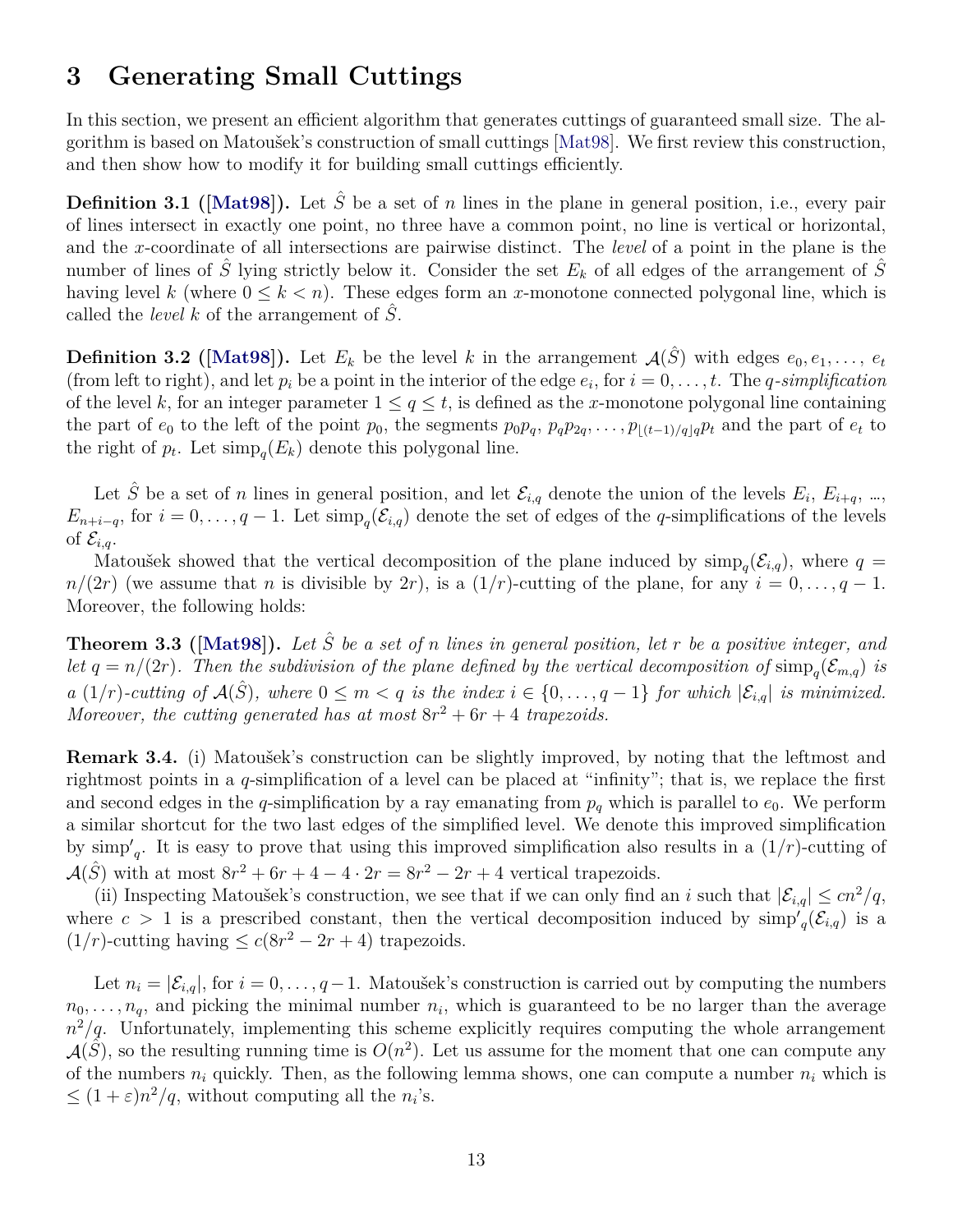# 3 Generating Small Cuttings

In this section, we present an efficient algorithm that generates cuttings of guaranteed small size. The algorithm is based on Matoušek's construction of small cuttings [Mat98]. We first review this construction, and then show how to modify it for building small cuttings efficiently.

**Definition 3.1 ([Mat98]).** Let $\hat{S}$ be a set of $n$ lines in the plane in general position, i.e., every pair of lines intersect in exactly one point, no three have a common point, no line is vertical or horizontal, and the $x$-coordinate of all intersections are pairwise distinct. The *level* of a point in the plane is the number of lines of $\hat{S}$ lying strictly below it. Consider the set $E_k$ of all edges of the arrangement of $\hat{S}$ having level $k$ (where $0 \leq k < n$). These edges form an $x$-monotone connected polygonal line, which is called the *level* $k$ of the arrangement of $\hat{S}$.

**Definition 3.2 ([Mat98]).** Let $E_k$ be the level $k$ in the arrangement $\mathcal{A}(\hat{S})$ with edges $e_0, e_1, \ldots, e_t$ (from left to right), and let $p_i$ be a point in the interior of the edge $e_i$, for $i = 0, \ldots, t$. The *$q$-simplification* of the level $k$, for an integer parameter $1 \leq q \leq t$, is defined as the $x$-monotone polygonal line containing the part of $e_0$ to the left of the point $p_0$, the segments $p_0 p_q$, $p_q p_{2q}, \ldots, p_{\lfloor (t-1)/q \rfloor q} p_t$ and the part of $e_t$ to the right of $p_t$. Let $\mathrm{simp}_q(E_k)$ denote this polygonal line.

Let $\hat{S}$ be a set of $n$ lines in general position, and let $\mathcal{E}_{i,q}$ denote the union of the levels $E_i$, $E_{i+q}$, ..., $E_{n+i-q}$, for $i = 0, \ldots, q-1$. Let $\mathrm{simp}_q(\mathcal{E}_{i,q})$ denote the set of edges of the $q$-simplifications of the levels of $\mathcal{E}_{i,q}$.

Matoušek showed that the vertical decomposition of the plane induced by $\mathrm{simp}_q(\mathcal{E}_{i,q})$, where $q = n/(2r)$ (we assume that $n$ is divisible by $2r$), is a $(1/r)$-cutting of the plane, for any $i = 0, \ldots, q-1$. Moreover, the following holds:

**Theorem 3.3 ([Mat98]).** *Let $\hat{S}$ be a set of $n$ lines in general position, let $r$ be a positive integer, and let $q = n/(2r)$. Then the subdivision of the plane defined by the vertical decomposition of $\mathrm{simp}_q(\mathcal{E}_{m,q})$ is a $(1/r)$-cutting of $\mathcal{A}(\hat{S})$, where $0 \leq m < q$ is the index $i \in \{0, \ldots, q-1\}$ for which $|\mathcal{E}_{i,q}|$ is minimized. Moreover, the cutting generated has at most $8r^2 + 6r + 4$ trapezoids.*

**Remark 3.4.** (i) Matoušek's construction can be slightly improved, by noting that the leftmost and rightmost points in a $q$-simplification of a level can be placed at "infinity"; that is, we replace the first and second edges in the $q$-simplification by a ray emanating from $p_q$ which is parallel to $e_0$. We perform a similar shortcut for the two last edges of the simplified level. We denote this improved simplification by $\mathrm{simp}'_q$. It is easy to prove that using this improved simplification also results in a $(1/r)$-cutting of $\mathcal{A}(\hat{S})$ with at most $8r^2 + 6r + 4 - 4 \cdot 2r = 8r^2 - 2r + 4$ vertical trapezoids.

(ii) Inspecting Matoušek's construction, we see that if we can only find an $i$ such that $|\mathcal{E}_{i,q}| \leq cn^2/q$, where $c > 1$ is a prescribed constant, then the vertical decomposition induced by $\mathrm{simp}'_q(\mathcal{E}_{i,q})$ is a $(1/r)$-cutting having $\leq c(8r^2 - 2r + 4)$ trapezoids.

Let $n_i = |\mathcal{E}_{i,q}|$, for $i = 0, \ldots, q-1$. Matoušek's construction is carried out by computing the numbers $n_0, \ldots, n_q$, and picking the minimal number $n_i$, which is guaranteed to be no larger than the average $n^2/q$. Unfortunately, implementing this scheme explicitly requires computing the whole arrangement $\mathcal{A}(\hat{S})$, so the resulting running time is $O(n^2)$. Let us assume for the moment that one can compute any of the numbers $n_i$ quickly. Then, as the following lemma shows, one can compute a number $n_i$ which is $\leq (1+\varepsilon)n^2/q$, without computing all the $n_i$'s.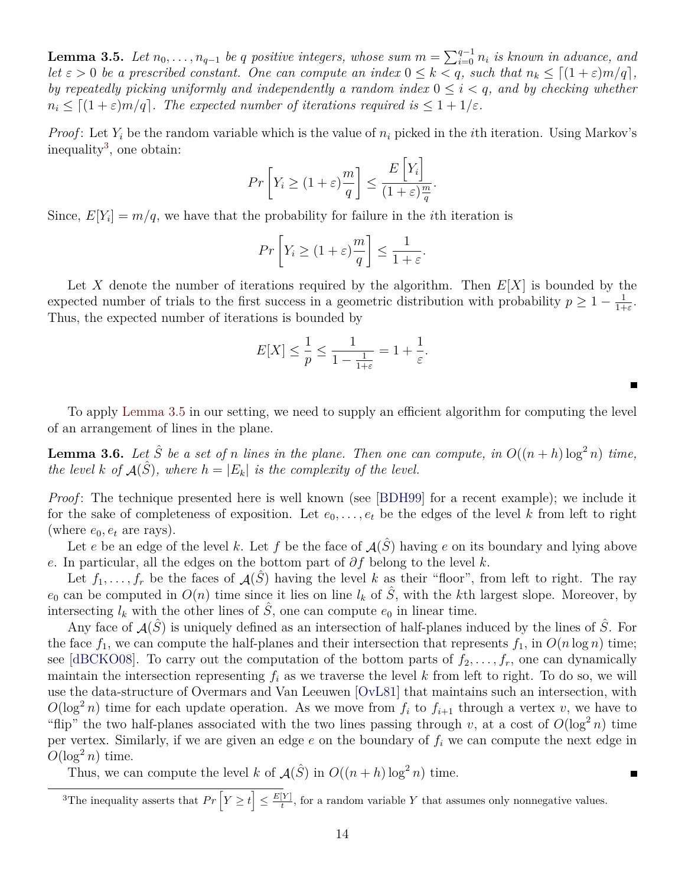**Lemma 3.5.** *Let $n_0, \ldots, n_{q-1}$ be $q$ positive integers, whose sum $m = \sum_{i=0}^{q-1} n_i$ is known in advance, and let $\varepsilon > 0$ be a prescribed constant. One can compute an index $0 \le k < q$, such that $n_k \le \lceil (1+\varepsilon)m/q \rceil$, by repeatedly picking uniformly and independently a random index $0 \le i < q$, and by checking whether $n_i \le \lceil (1+\varepsilon)m/q \rceil$. The expected number of iterations required is $\le 1 + 1/\varepsilon$.*

*Proof*: Let $Y_i$ be the random variable which is the value of $n_i$ picked in the $i$th iteration. Using Markov's inequality[3], one obtain:

$$Pr\left[Y_i \ge (1+\varepsilon)\frac{m}{q}\right] \le \frac{E\left[Y_i\right]}{(1+\varepsilon)\frac{m}{q}}.$$

Since, $E[Y_i] = m/q$, we have that the probability for failure in the $i$th iteration is

$$Pr\left[Y_i \ge (1+\varepsilon)\frac{m}{q}\right] \le \frac{1}{1+\varepsilon}.$$

Let $X$ denote the number of iterations required by the algorithm. Then $E[X]$ is bounded by the expected number of trials to the first success in a geometric distribution with probability $p \ge 1 - \frac{1}{1+\varepsilon}$. Thus, the expected number of iterations is bounded by

$$E[X] \le \frac{1}{p} \le \frac{1}{1 - \frac{1}{1+\varepsilon}} = 1 + \frac{1}{\varepsilon}.$$

■

To apply Lemma 3.5 in our setting, we need to supply an efficient algorithm for computing the level of an arrangement of lines in the plane.

**Lemma 3.6.** *Let $\hat{S}$ be a set of $n$ lines in the plane. Then one can compute, in $O((n+h)\log^2 n)$ time, the level $k$ of $\mathcal{A}(\hat{S})$, where $h = |E_k|$ is the complexity of the level.*

*Proof*: The technique presented here is well known (see [BDH99] for a recent example); we include it for the sake of completeness of exposition. Let $e_0, \ldots, e_t$ be the edges of the level $k$ from left to right (where $e_0, e_t$ are rays).

Let $e$ be an edge of the level $k$. Let $f$ be the face of $\mathcal{A}(\hat{S})$ having $e$ on its boundary and lying above $e$. In particular, all the edges on the bottom part of $\partial f$ belong to the level $k$.

Let $f_1, \ldots, f_r$ be the faces of $\mathcal{A}(\hat{S})$ having the level $k$ as their "floor", from left to right. The ray $e_0$ can be computed in $O(n)$ time since it lies on line $l_k$ of $\hat{S}$, with the $k$th largest slope. Moreover, by intersecting $l_k$ with the other lines of $\hat{S}$, one can compute $e_0$ in linear time.

Any face of $\mathcal{A}(\hat{S})$ is uniquely defined as an intersection of half-planes induced by the lines of $\hat{S}$. For the face $f_1$, we can compute the half-planes and their intersection that represents $f_1$, in $O(n \log n)$ time; see [dBCKO08]. To carry out the computation of the bottom parts of $f_2, \ldots, f_r$, one can dynamically maintain the intersection representing $f_i$ as we traverse the level $k$ from left to right. To do so, we will use the data-structure of Overmars and Van Leeuwen [OvL81] that maintains such an intersection, with $O(\log^2 n)$ time for each update operation. As we move from $f_i$ to $f_{i+1}$ through a vertex $v$, we have to "flip" the two half-planes associated with the two lines passing through $v$, at a cost of $O(\log^2 n)$ time per vertex. Similarly, if we are given an edge $e$ on the boundary of $f_i$ we can compute the next edge in $O(\log^2 n)$ time.

Thus, we can compute the level $k$ of $\mathcal{A}(\hat{S})$ in $O((n+h)\log^2 n)$ time. ■

[3] The inequality asserts that $Pr\left[Y \ge t\right] \le \frac{E[Y]}{t}$, for a random variable $Y$ that assumes only nonnegative values.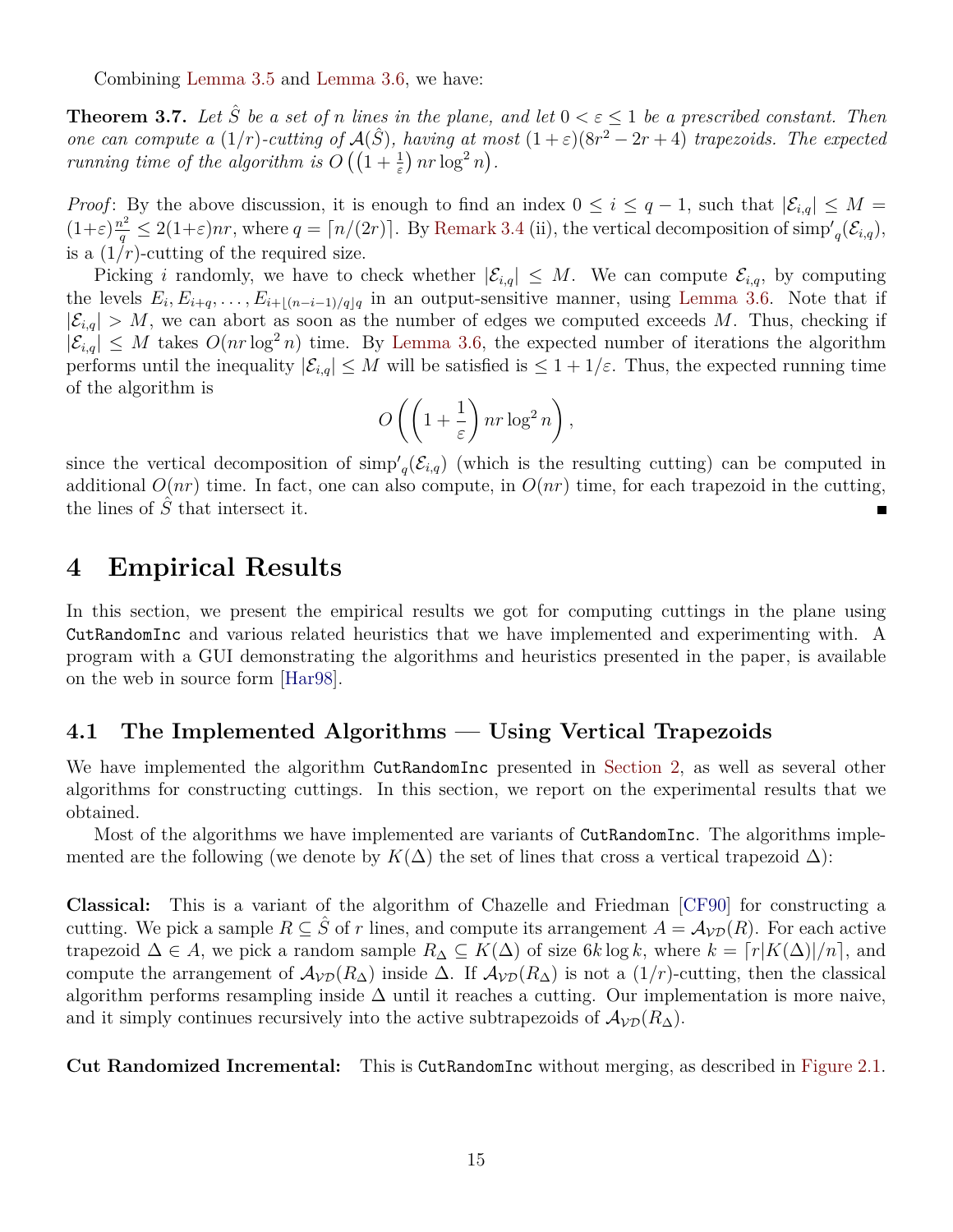Combining Lemma 3.5 and Lemma 3.6, we have:

**Theorem 3.7.** *Let $\hat{S}$ be a set of $n$ lines in the plane, and let $0 < \varepsilon \leq 1$ be a prescribed constant. Then one can compute a $(1/r)$-cutting of $\mathcal{A}(\hat{S})$, having at most $(1+\varepsilon)(8r^2 - 2r + 4)$ trapezoids. The expected running time of the algorithm is $O\left(\left(1 + \frac{1}{\varepsilon}\right) nr \log^2 n\right)$.*

*Proof*: By the above discussion, it is enough to find an index $0 \leq i \leq q-1$, such that $|\mathcal{E}_{i,q}| \leq M = (1+\varepsilon)\frac{n^2}{q} \leq 2(1+\varepsilon)nr$, where $q = \lceil n/(2r) \rceil$. By Remark 3.4 (ii), the vertical decomposition of $\mathrm{simp}'_q(\mathcal{E}_{i,q})$, is a $(1/r)$-cutting of the required size.

Picking $i$ randomly, we have to check whether $|\mathcal{E}_{i,q}| \leq M$. We can compute $\mathcal{E}_{i,q}$, by computing the levels $E_i, E_{i+q}, \ldots, E_{i+\lfloor (n-i-1)/q \rfloor q}$ in an output-sensitive manner, using Lemma 3.6. Note that if $|\mathcal{E}_{i,q}| > M$, we can abort as soon as the number of edges we computed exceeds $M$. Thus, checking if $|\mathcal{E}_{i,q}| \leq M$ takes $O(nr \log^2 n)$ time. By Lemma 3.6, the expected number of iterations the algorithm performs until the inequality $|\mathcal{E}_{i,q}| \leq M$ will be satisfied is $\leq 1 + 1/\varepsilon$. Thus, the expected running time of the algorithm is

$$O\left(\left(1 + \frac{1}{\varepsilon}\right) nr \log^2 n\right),$$

since the vertical decomposition of $\mathrm{simp}'_q(\mathcal{E}_{i,q})$ (which is the resulting cutting) can be computed in additional $O(nr)$ time. In fact, one can also compute, in $O(nr)$ time, for each trapezoid in the cutting, the lines of $\hat{S}$ that intersect it. ∎

# 4 Empirical Results

In this section, we present the empirical results we got for computing cuttings in the plane using `CutRandomInc` and various related heuristics that we have implemented and experimenting with. A program with a GUI demonstrating the algorithms and heuristics presented in the paper, is available on the web in source form [Har98].

## 4.1 The Implemented Algorithms — Using Vertical Trapezoids

We have implemented the algorithm `CutRandomInc` presented in Section 2, as well as several other algorithms for constructing cuttings. In this section, we report on the experimental results that we obtained.

Most of the algorithms we have implemented are variants of `CutRandomInc`. The algorithms implemented are the following (we denote by $K(\Delta)$ the set of lines that cross a vertical trapezoid $\Delta$):

**Classical:** This is a variant of the algorithm of Chazelle and Friedman [CF90] for constructing a cutting. We pick a sample $R \subseteq \hat{S}$ of $r$ lines, and compute its arrangement $A = \mathcal{A}_{\mathcal{VD}}(R)$. For each active trapezoid $\Delta \in A$, we pick a random sample $R_\Delta \subseteq K(\Delta)$ of size $6k \log k$, where $k = \lceil r|K(\Delta)|/n \rceil$, and compute the arrangement of $\mathcal{A}_{\mathcal{VD}}(R_\Delta)$ inside $\Delta$. If $\mathcal{A}_{\mathcal{VD}}(R_\Delta)$ is not a $(1/r)$-cutting, then the classical algorithm performs resampling inside $\Delta$ until it reaches a cutting. Our implementation is more naive, and it simply continues recursively into the active subtrapezoids of $\mathcal{A}_{\mathcal{VD}}(R_\Delta)$.

**Cut Randomized Incremental:** This is `CutRandomInc` without merging, as described in Figure 2.1.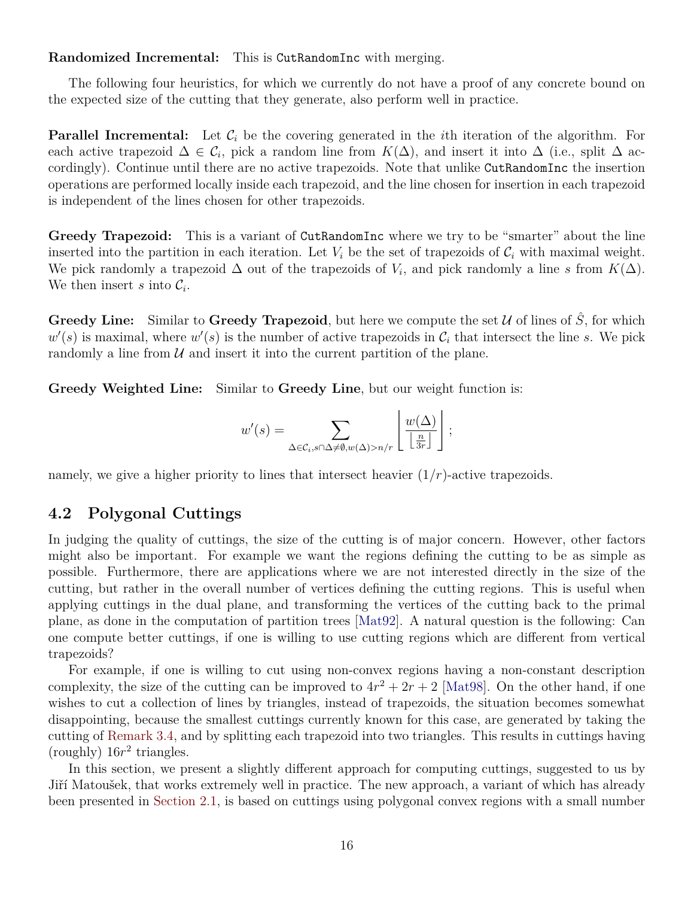**Randomized Incremental:** This is `CutRandomInc` with merging.

The following four heuristics, for which we currently do not have a proof of any concrete bound on the expected size of the cutting that they generate, also perform well in practice.

**Parallel Incremental:** Let $\mathcal{C}_i$ be the covering generated in the $i$th iteration of the algorithm. For each active trapezoid $\Delta \in \mathcal{C}_i$, pick a random line from $K(\Delta)$, and insert it into $\Delta$ (i.e., split $\Delta$ accordingly). Continue until there are no active trapezoids. Note that unlike `CutRandomInc` the insertion operations are performed locally inside each trapezoid, and the line chosen for insertion in each trapezoid is independent of the lines chosen for other trapezoids.

**Greedy Trapezoid:** This is a variant of `CutRandomInc` where we try to be "smarter" about the line inserted into the partition in each iteration. Let $V_i$ be the set of trapezoids of $\mathcal{C}_i$ with maximal weight. We pick randomly a trapezoid $\Delta$ out of the trapezoids of $V_i$, and pick randomly a line $s$ from $K(\Delta)$. We then insert $s$ into $\mathcal{C}_i$.

**Greedy Line:** Similar to **Greedy Trapezoid**, but here we compute the set $\mathcal{U}$ of lines of $\hat{S}$, for which $w'(s)$ is maximal, where $w'(s)$ is the number of active trapezoids in $\mathcal{C}_i$ that intersect the line $s$. We pick randomly a line from $\mathcal{U}$ and insert it into the current partition of the plane.

**Greedy Weighted Line:** Similar to **Greedy Line**, but our weight function is:

$$w'(s) = \sum_{\Delta \in \mathcal{C}_i, s \cap \Delta \neq \emptyset, w(\Delta) > n/r} \left\lfloor \frac{w(\Delta)}{\left\lfloor \frac{n}{3r} \right\rfloor} \right\rfloor;$$

namely, we give a higher priority to lines that intersect heavier $(1/r)$-active trapezoids.

## 4.2 Polygonal Cuttings

In judging the quality of cuttings, the size of the cutting is of major concern. However, other factors might also be important. For example we want the regions defining the cutting to be as simple as possible. Furthermore, there are applications where we are not interested directly in the size of the cutting, but rather in the overall number of vertices defining the cutting regions. This is useful when applying cuttings in the dual plane, and transforming the vertices of the cutting back to the primal plane, as done in the computation of partition trees [Mat92]. A natural question is the following: Can one compute better cuttings, if one is willing to use cutting regions which are different from vertical trapezoids?

For example, if one is willing to cut using non-convex regions having a non-constant description complexity, the size of the cutting can be improved to $4r^2 + 2r + 2$ [Mat98]. On the other hand, if one wishes to cut a collection of lines by triangles, instead of trapezoids, the situation becomes somewhat disappointing, because the smallest cuttings currently known for this case, are generated by taking the cutting of Remark 3.4, and by splitting each trapezoid into two triangles. This results in cuttings having (roughly) $16r^2$ triangles.

In this section, we present a slightly different approach for computing cuttings, suggested to us by Jiří Matoušek, that works extremely well in practice. The new approach, a variant of which has already been presented in Section 2.1, is based on cuttings using polygonal convex regions with a small number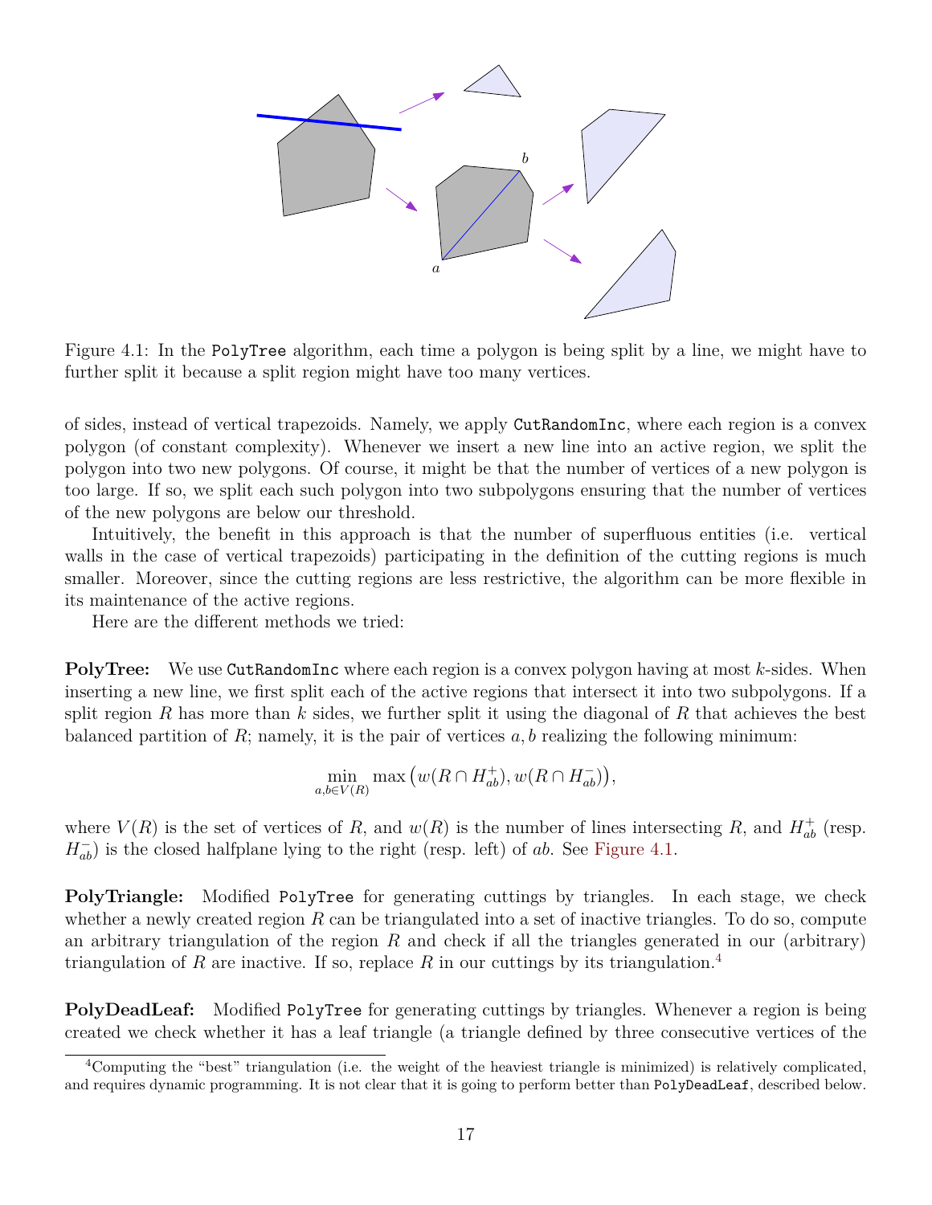Figure 4.1: In the `PolyTree` algorithm, each time a polygon is being split by a line, we might have to further split it because a split region might have too many vertices.

of sides, instead of vertical trapezoids. Namely, we apply `CutRandomInc`, where each region is a convex polygon (of constant complexity). Whenever we insert a new line into an active region, we split the polygon into two new polygons. Of course, it might be that the number of vertices of a new polygon is too large. If so, we split each such polygon into two subpolygons ensuring that the number of vertices of the new polygons are below our threshold.

Intuitively, the benefit in this approach is that the number of superfluous entities (i.e. vertical walls in the case of vertical trapezoids) participating in the definition of the cutting regions is much smaller. Moreover, since the cutting regions are less restrictive, the algorithm can be more flexible in its maintenance of the active regions.

Here are the different methods we tried:

**PolyTree:** We use `CutRandomInc` where each region is a convex polygon having at most $k$-sides. When inserting a new line, we first split each of the active regions that intersect it into two subpolygons. If a split region $R$ has more than $k$ sides, we further split it using the diagonal of $R$ that achieves the best balanced partition of $R$; namely, it is the pair of vertices $a, b$ realizing the following minimum:

$$\min_{a,b \in V(R)} \max\left(w(R \cap H_{ab}^{+}), w(R \cap H_{ab}^{-})\right),$$

where $V(R)$ is the set of vertices of $R$, and $w(R)$ is the number of lines intersecting $R$, and $H_{ab}^{+}$ (resp. $H_{ab}^{-}$) is the closed halfplane lying to the right (resp. left) of $ab$. See Figure 4.1.

**PolyTriangle:** Modified `PolyTree` for generating cuttings by triangles. In each stage, we check whether a newly created region $R$ can be triangulated into a set of inactive triangles. To do so, compute an arbitrary triangulation of the region $R$ and check if all the triangles generated in our (arbitrary) triangulation of $R$ are inactive. If so, replace $R$ in our cuttings by its triangulation.[4]

**PolyDeadLeaf:** Modified `PolyTree` for generating cuttings by triangles. Whenever a region is being created we check whether it has a leaf triangle (a triangle defined by three consecutive vertices of the

[4]Computing the "best" triangulation (i.e. the weight of the heaviest triangle is minimized) is relatively complicated, and requires dynamic programming. It is not clear that it is going to perform better than `PolyDeadLeaf`, described below.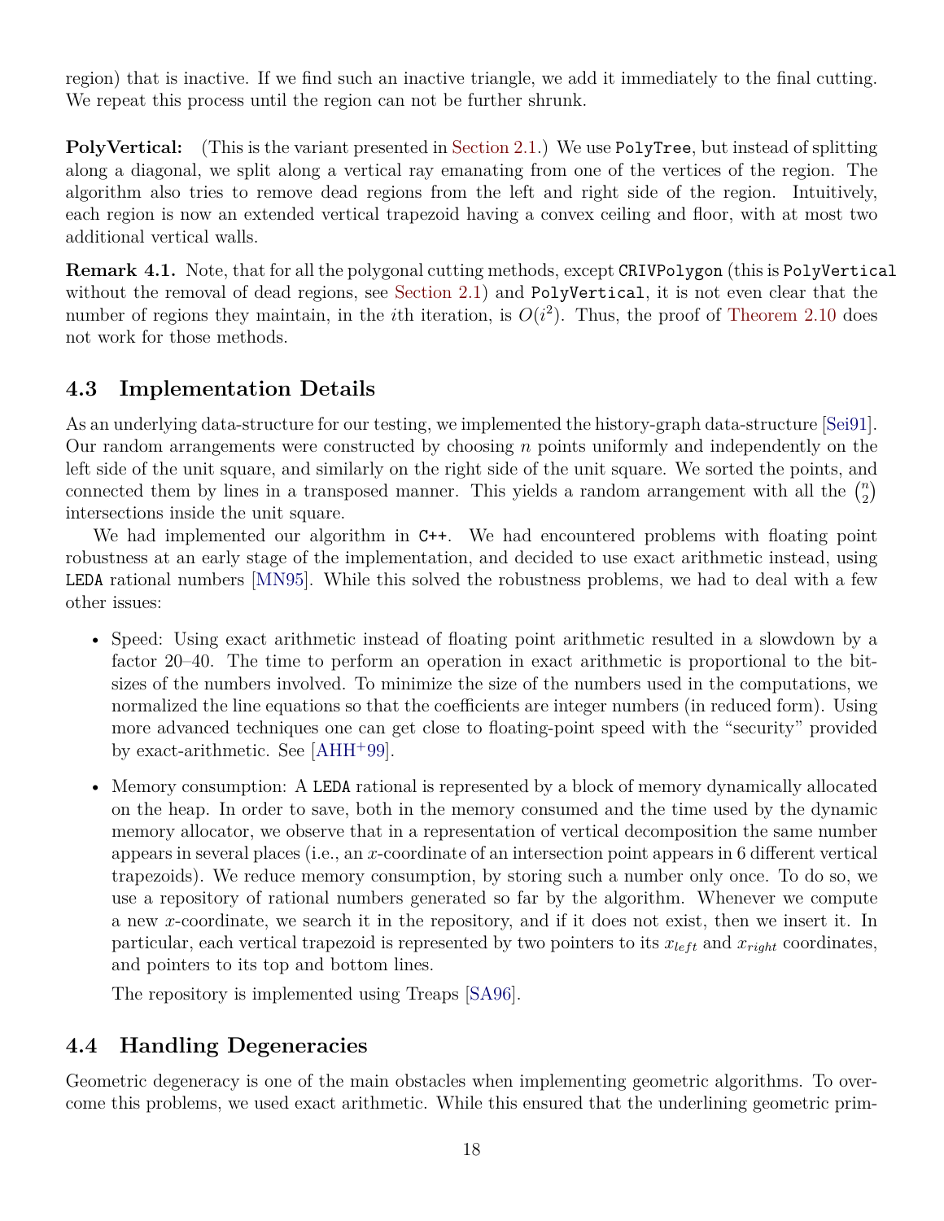region) that is inactive. If we find such an inactive triangle, we add it immediately to the final cutting. We repeat this process until the region can not be further shrunk.

**PolyVertical:** (This is the variant presented in Section 2.1.) We use `PolyTree`, but instead of splitting along a diagonal, we split along a vertical ray emanating from one of the vertices of the region. The algorithm also tries to remove dead regions from the left and right side of the region. Intuitively, each region is now an extended vertical trapezoid having a convex ceiling and floor, with at most two additional vertical walls.

**Remark 4.1.** Note, that for all the polygonal cutting methods, except `CRIVPolygon` (this is `PolyVertical` without the removal of dead regions, see Section 2.1) and `PolyVertical`, it is not even clear that the number of regions they maintain, in the $i$th iteration, is $O(i^2)$. Thus, the proof of Theorem 2.10 does not work for those methods.

## 4.3 Implementation Details

As an underlying data-structure for our testing, we implemented the history-graph data-structure [Sei91]. Our random arrangements were constructed by choosing $n$ points uniformly and independently on the left side of the unit square, and similarly on the right side of the unit square. We sorted the points, and connected them by lines in a transposed manner. This yields a random arrangement with all the $\binom{n}{2}$ intersections inside the unit square.

We had implemented our algorithm in `C++`. We had encountered problems with floating point robustness at an early stage of the implementation, and decided to use exact arithmetic instead, using `LEDA` rational numbers [MN95]. While this solved the robustness problems, we had to deal with a few other issues:

- Speed: Using exact arithmetic instead of floating point arithmetic resulted in a slowdown by a factor 20–40. The time to perform an operation in exact arithmetic is proportional to the bit-sizes of the numbers involved. To minimize the size of the numbers used in the computations, we normalized the line equations so that the coefficients are integer numbers (in reduced form). Using more advanced techniques one can get close to floating-point speed with the "security" provided by exact-arithmetic. See [AHH+99].
- Memory consumption: A `LEDA` rational is represented by a block of memory dynamically allocated on the heap. In order to save, both in the memory consumed and the time used by the dynamic memory allocator, we observe that in a representation of vertical decomposition the same number appears in several places (i.e., an $x$-coordinate of an intersection point appears in 6 different vertical trapezoids). We reduce memory consumption, by storing such a number only once. To do so, we use a repository of rational numbers generated so far by the algorithm. Whenever we compute a new $x$-coordinate, we search it in the repository, and if it does not exist, then we insert it. In particular, each vertical trapezoid is represented by two pointers to its $x_{left}$ and $x_{right}$ coordinates, and pointers to its top and bottom lines.

  The repository is implemented using Treaps [SA96].

## 4.4 Handling Degeneracies

Geometric degeneracy is one of the main obstacles when implementing geometric algorithms. To overcome this problems, we used exact arithmetic. While this ensured that the underlining geometric prim-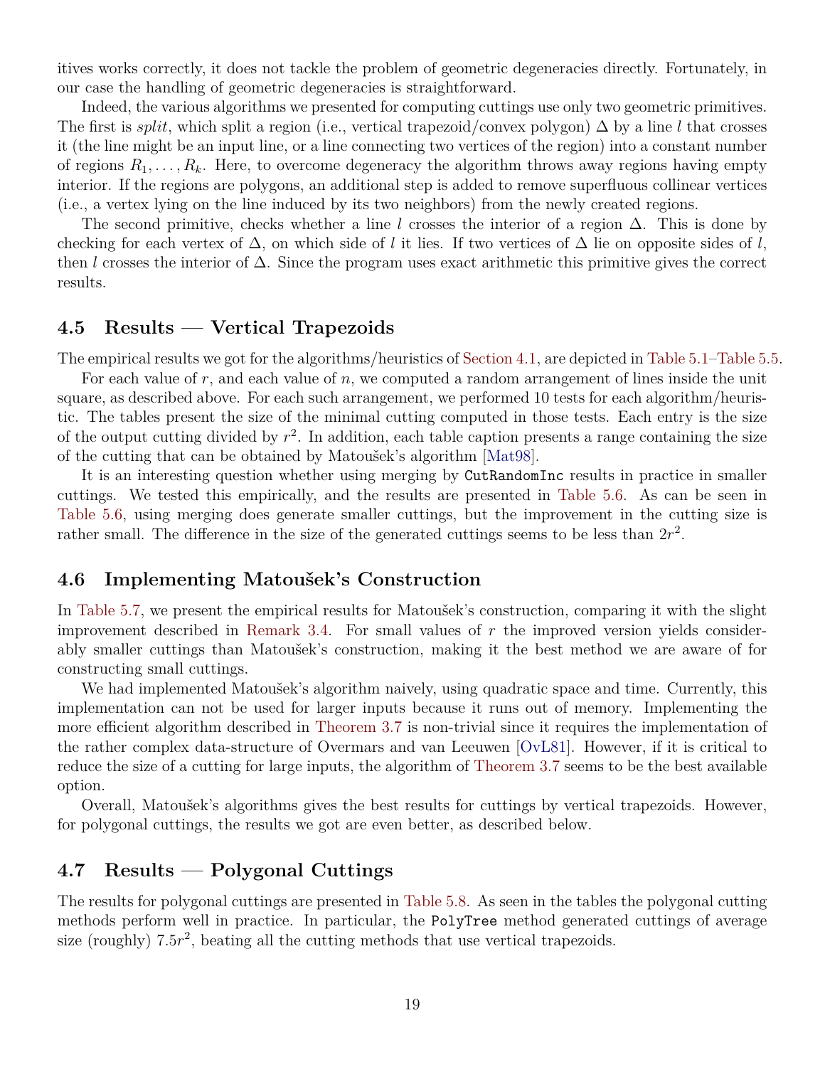itives works correctly, it does not tackle the problem of geometric degeneracies directly. Fortunately, in our case the handling of geometric degeneracies is straightforward.

Indeed, the various algorithms we presented for computing cuttings use only two geometric primitives. The first is *split*, which split a region (i.e., vertical trapezoid/convex polygon) $\Delta$ by a line $l$ that crosses it (the line might be an input line, or a line connecting two vertices of the region) into a constant number of regions $R_1, \ldots, R_k$. Here, to overcome degeneracy the algorithm throws away regions having empty interior. If the regions are polygons, an additional step is added to remove superfluous collinear vertices (i.e., a vertex lying on the line induced by its two neighbors) from the newly created regions.

The second primitive, checks whether a line $l$ crosses the interior of a region $\Delta$. This is done by checking for each vertex of $\Delta$, on which side of $l$ it lies. If two vertices of $\Delta$ lie on opposite sides of $l$, then $l$ crosses the interior of $\Delta$. Since the program uses exact arithmetic this primitive gives the correct results.

## 4.5 Results — Vertical Trapezoids

The empirical results we got for the algorithms/heuristics of Section 4.1, are depicted in Table 5.1–Table 5.5.

For each value of $r$, and each value of $n$, we computed a random arrangement of lines inside the unit square, as described above. For each such arrangement, we performed 10 tests for each algorithm/heuristic. The tables present the size of the minimal cutting computed in those tests. Each entry is the size of the output cutting divided by $r^2$. In addition, each table caption presents a range containing the size of the cutting that can be obtained by Matoušek's algorithm [Mat98].

It is an interesting question whether using merging by `CutRandomInc` results in practice in smaller cuttings. We tested this empirically, and the results are presented in Table 5.6. As can be seen in Table 5.6, using merging does generate smaller cuttings, but the improvement in the cutting size is rather small. The difference in the size of the generated cuttings seems to be less than $2r^2$.

## 4.6 Implementing Matoušek's Construction

In Table 5.7, we present the empirical results for Matoušek's construction, comparing it with the slight improvement described in Remark 3.4. For small values of $r$ the improved version yields considerably smaller cuttings than Matoušek's construction, making it the best method we are aware of for constructing small cuttings.

We had implemented Matoušek's algorithm naively, using quadratic space and time. Currently, this implementation can not be used for larger inputs because it runs out of memory. Implementing the more efficient algorithm described in Theorem 3.7 is non-trivial since it requires the implementation of the rather complex data-structure of Overmars and van Leeuwen [OvL81]. However, if it is critical to reduce the size of a cutting for large inputs, the algorithm of Theorem 3.7 seems to be the best available option.

Overall, Matoušek's algorithms gives the best results for cuttings by vertical trapezoids. However, for polygonal cuttings, the results we got are even better, as described below.

## 4.7 Results — Polygonal Cuttings

The results for polygonal cuttings are presented in Table 5.8. As seen in the tables the polygonal cutting methods perform well in practice. In particular, the `PolyTree` method generated cuttings of average size (roughly) $7.5r^2$, beating all the cutting methods that use vertical trapezoids.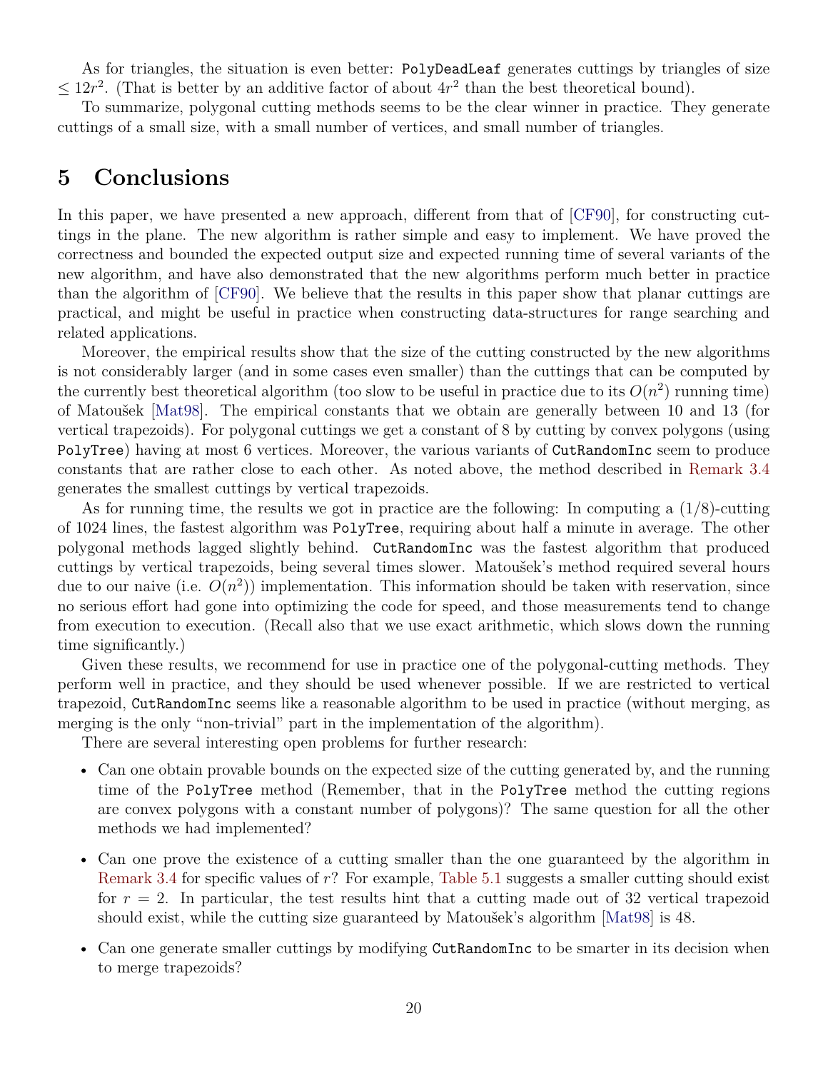As for triangles, the situation is even better: `PolyDeadLeaf` generates cuttings by triangles of size $\leq 12r^2$. (That is better by an additive factor of about $4r^2$ than the best theoretical bound).

To summarize, polygonal cutting methods seems to be the clear winner in practice. They generate cuttings of a small size, with a small number of vertices, and small number of triangles.

# 5 Conclusions

In this paper, we have presented a new approach, different from that of [CF90], for constructing cuttings in the plane. The new algorithm is rather simple and easy to implement. We have proved the correctness and bounded the expected output size and expected running time of several variants of the new algorithm, and have also demonstrated that the new algorithms perform much better in practice than the algorithm of [CF90]. We believe that the results in this paper show that planar cuttings are practical, and might be useful in practice when constructing data-structures for range searching and related applications.

Moreover, the empirical results show that the size of the cutting constructed by the new algorithms is not considerably larger (and in some cases even smaller) than the cuttings that can be computed by the currently best theoretical algorithm (too slow to be useful in practice due to its $O(n^2)$ running time) of Matoušek [Mat98]. The empirical constants that we obtain are generally between 10 and 13 (for vertical trapezoids). For polygonal cuttings we get a constant of 8 by cutting by convex polygons (using `PolyTree`) having at most 6 vertices. Moreover, the various variants of `CutRandomInc` seem to produce constants that are rather close to each other. As noted above, the method described in Remark 3.4 generates the smallest cuttings by vertical trapezoids.

As for running time, the results we got in practice are the following: In computing a $(1/8)$-cutting of 1024 lines, the fastest algorithm was `PolyTree`, requiring about half a minute in average. The other polygonal methods lagged slightly behind. `CutRandomInc` was the fastest algorithm that produced cuttings by vertical trapezoids, being several times slower. Matoušek's method required several hours due to our naive (i.e. $O(n^2)$) implementation. This information should be taken with reservation, since no serious effort had gone into optimizing the code for speed, and those measurements tend to change from execution to execution. (Recall also that we use exact arithmetic, which slows down the running time significantly.)

Given these results, we recommend for use in practice one of the polygonal-cutting methods. They perform well in practice, and they should be used whenever possible. If we are restricted to vertical trapezoid, `CutRandomInc` seems like a reasonable algorithm to be used in practice (without merging, as merging is the only "non-trivial" part in the implementation of the algorithm).

There are several interesting open problems for further research:

- Can one obtain provable bounds on the expected size of the cutting generated by, and the running time of the `PolyTree` method (Remember, that in the `PolyTree` method the cutting regions are convex polygons with a constant number of polygons)? The same question for all the other methods we had implemented?
- Can one prove the existence of a cutting smaller than the one guaranteed by the algorithm in Remark 3.4 for specific values of $r$? For example, Table 5.1 suggests a smaller cutting should exist for $r = 2$. In particular, the test results hint that a cutting made out of 32 vertical trapezoid should exist, while the cutting size guaranteed by Matoušek's algorithm [Mat98] is 48.
- Can one generate smaller cuttings by modifying `CutRandomInc` to be smarter in its decision when to merge trapezoids?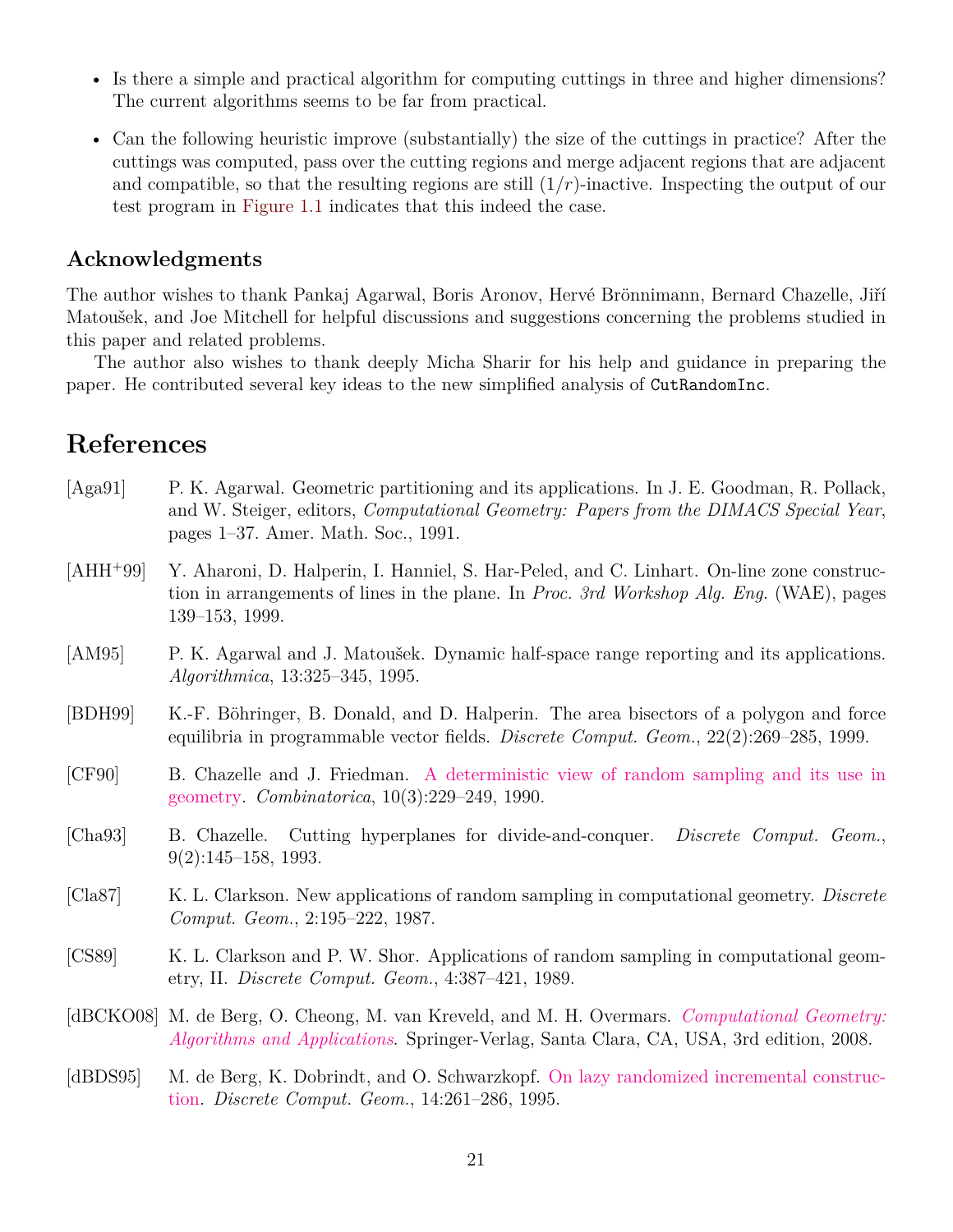- Is there a simple and practical algorithm for computing cuttings in three and higher dimensions? The current algorithms seems to be far from practical.

- Can the following heuristic improve (substantially) the size of the cuttings in practice? After the cuttings was computed, pass over the cutting regions and merge adjacent regions that are adjacent and compatible, so that the resulting regions are still $(1/r)$-inactive. Inspecting the output of our test program in Figure 1.1 indicates that this indeed the case.

## Acknowledgments

The author wishes to thank Pankaj Agarwal, Boris Aronov, Hervé Brönnimann, Bernard Chazelle, Jiří Matoušek, and Joe Mitchell for helpful discussions and suggestions concerning the problems studied in this paper and related problems.

The author also wishes to thank deeply Micha Sharir for his help and guidance in preparing the paper. He contributed several key ideas to the new simplified analysis of `CutRandomInc`.

# References

[Aga91] P. K. Agarwal. Geometric partitioning and its applications. In J. E. Goodman, R. Pollack, and W. Steiger, editors, *Computational Geometry: Papers from the DIMACS Special Year*, pages 1–37. Amer. Math. Soc., 1991.

[AHH+99] Y. Aharoni, D. Halperin, I. Hanniel, S. Har-Peled, and C. Linhart. On-line zone construction in arrangements of lines in the plane. In *Proc. 3rd Workshop Alg. Eng.* (WAE), pages 139–153, 1999.

[AM95] P. K. Agarwal and J. Matoušek. Dynamic half-space range reporting and its applications. *Algorithmica*, 13:325–345, 1995.

[BDH99] K.-F. Böhringer, B. Donald, and D. Halperin. The area bisectors of a polygon and force equilibria in programmable vector fields. *Discrete Comput. Geom.*, 22(2):269–285, 1999.

[CF90] B. Chazelle and J. Friedman. A deterministic view of random sampling and its use in geometry. *Combinatorica*, 10(3):229–249, 1990.

[Cha93] B. Chazelle. Cutting hyperplanes for divide-and-conquer. *Discrete Comput. Geom.*, 9(2):145–158, 1993.

[Cla87] K. L. Clarkson. New applications of random sampling in computational geometry. *Discrete Comput. Geom.*, 2:195–222, 1987.

[CS89] K. L. Clarkson and P. W. Shor. Applications of random sampling in computational geometry, II. *Discrete Comput. Geom.*, 4:387–421, 1989.

[dBCKO08] M. de Berg, O. Cheong, M. van Kreveld, and M. H. Overmars. *Computational Geometry: Algorithms and Applications*. Springer-Verlag, Santa Clara, CA, USA, 3rd edition, 2008.

[dBDS95] M. de Berg, K. Dobrindt, and O. Schwarzkopf. On lazy randomized incremental construction. *Discrete Comput. Geom.*, 14:261–286, 1995.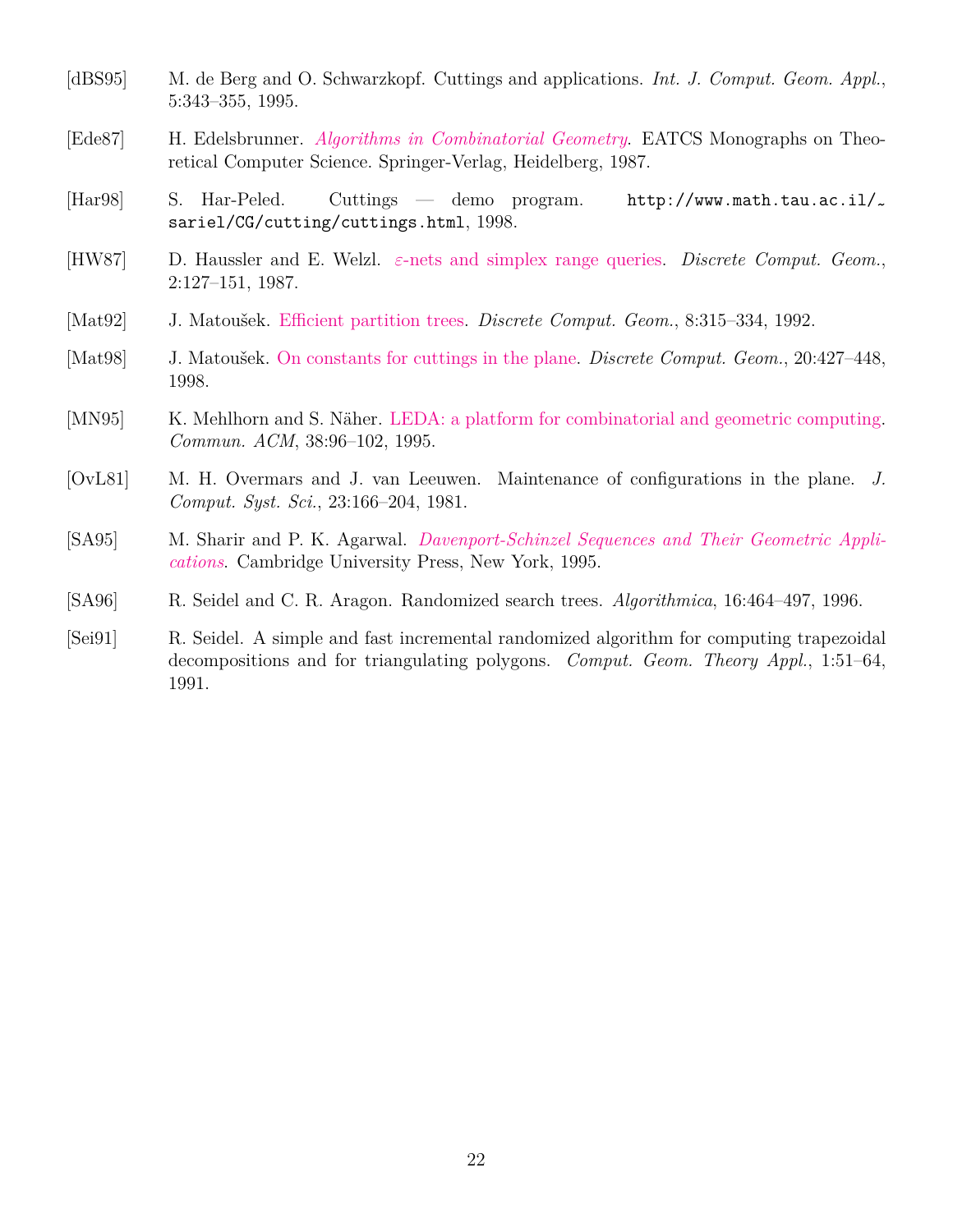[dBS95] M. de Berg and O. Schwarzkopf. Cuttings and applications. *Int. J. Comput. Geom. Appl.*, 5:343–355, 1995.

[Ede87] H. Edelsbrunner. *Algorithms in Combinatorial Geometry*. EATCS Monographs on Theoretical Computer Science. Springer-Verlag, Heidelberg, 1987.

[Har98] S. Har-Peled. Cuttings — demo program. `http://www.math.tau.ac.il/~sariel/CG/cutting/cuttings.html`, 1998.

[HW87] D. Haussler and E. Welzl. $\varepsilon$-nets and simplex range queries. *Discrete Comput. Geom.*, 2:127–151, 1987.

[Mat92] J. Matoušek. Efficient partition trees. *Discrete Comput. Geom.*, 8:315–334, 1992.

[Mat98] J. Matoušek. On constants for cuttings in the plane. *Discrete Comput. Geom.*, 20:427–448, 1998.

[MN95] K. Mehlhorn and S. Näher. LEDA: a platform for combinatorial and geometric computing. *Commun. ACM*, 38:96–102, 1995.

[OvL81] M. H. Overmars and J. van Leeuwen. Maintenance of configurations in the plane. *J. Comput. Syst. Sci.*, 23:166–204, 1981.

[SA95] M. Sharir and P. K. Agarwal. *Davenport-Schinzel Sequences and Their Geometric Applications*. Cambridge University Press, New York, 1995.

[SA96] R. Seidel and C. R. Aragon. Randomized search trees. *Algorithmica*, 16:464–497, 1996.

[Sei91] R. Seidel. A simple and fast incremental randomized algorithm for computing trapezoidal decompositions and for triangulating polygons. *Comput. Geom. Theory Appl.*, 1:51–64, 1991.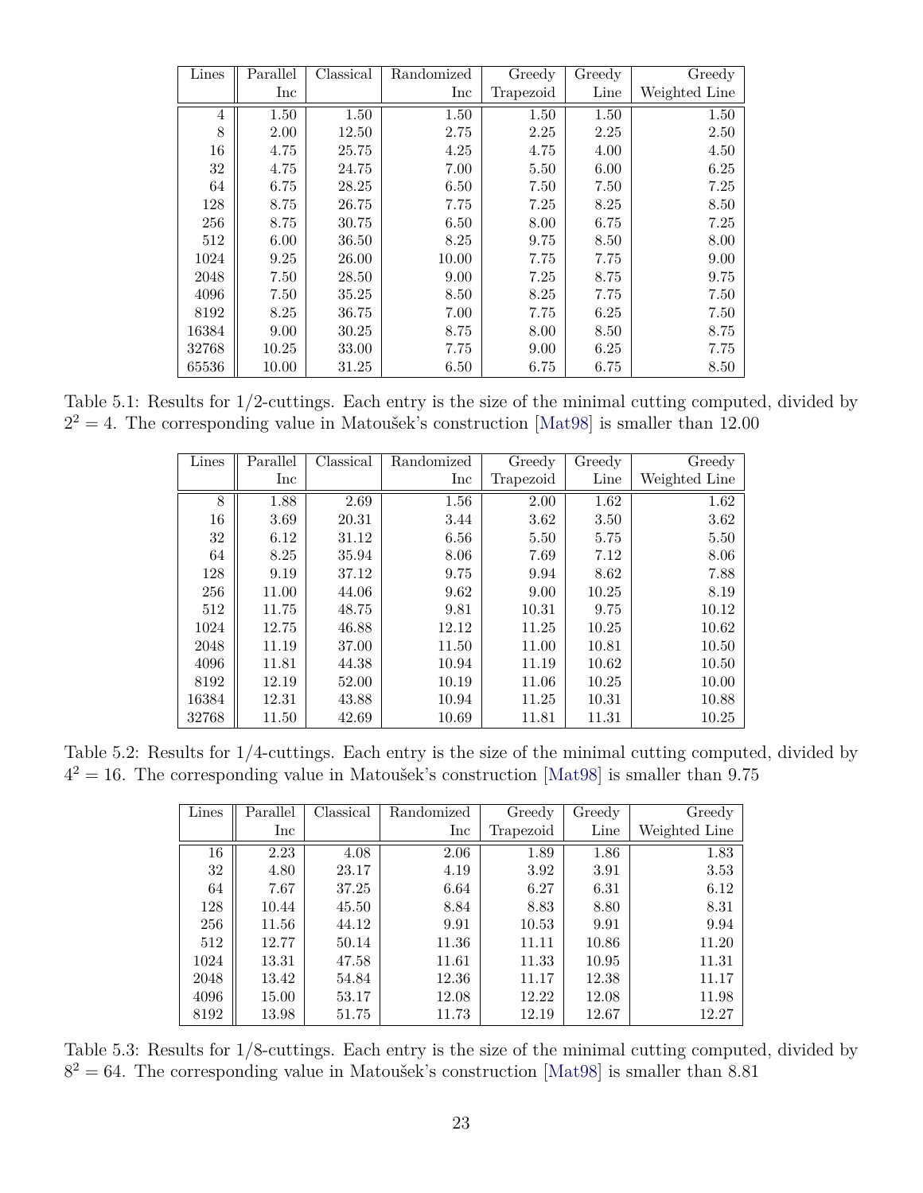| Lines | Parallel Inc | Classical | Randomized Inc | Greedy Trapezoid | Greedy Line | Greedy Weighted Line |
|---|---|---|---|---|---|---|
| 4 | 1.50 | 1.50 | 1.50 | 1.50 | 1.50 | 1.50 |
| 8 | 2.00 | 12.50 | 2.75 | 2.25 | 2.25 | 2.50 |
| 16 | 4.75 | 25.75 | 4.25 | 4.75 | 4.00 | 4.50 |
| 32 | 4.75 | 24.75 | 7.00 | 5.50 | 6.00 | 6.25 |
| 64 | 6.75 | 28.25 | 6.50 | 7.50 | 7.50 | 7.25 |
| 128 | 8.75 | 26.75 | 7.75 | 7.25 | 8.25 | 8.50 |
| 256 | 8.75 | 30.75 | 6.50 | 8.00 | 6.75 | 7.25 |
| 512 | 6.00 | 36.50 | 8.25 | 9.75 | 8.50 | 8.00 |
| 1024 | 9.25 | 26.00 | 10.00 | 7.75 | 7.75 | 9.00 |
| 2048 | 7.50 | 28.50 | 9.00 | 7.25 | 8.75 | 9.75 |
| 4096 | 7.50 | 35.25 | 8.50 | 8.25 | 7.75 | 7.50 |
| 8192 | 8.25 | 36.75 | 7.00 | 7.75 | 6.25 | 7.50 |
| 16384 | 9.00 | 30.25 | 8.75 | 8.00 | 8.50 | 8.75 |
| 32768 | 10.25 | 33.00 | 7.75 | 9.00 | 6.25 | 7.75 |
| 65536 | 10.00 | 31.25 | 6.50 | 6.75 | 6.75 | 8.50 |

Table 5.1: Results for 1/2-cuttings. Each entry is the size of the minimal cutting computed, divided by $2^2 = 4$. The corresponding value in Matoušek's construction [Mat98] is smaller than 12.00

| Lines | Parallel Inc | Classical | Randomized Inc | Greedy Trapezoid | Greedy Line | Greedy Weighted Line |
|---|---|---|---|---|---|---|
| 8 | 1.88 | 2.69 | 1.56 | 2.00 | 1.62 | 1.62 |
| 16 | 3.69 | 20.31 | 3.44 | 3.62 | 3.50 | 3.62 |
| 32 | 6.12 | 31.12 | 6.56 | 5.50 | 5.75 | 5.50 |
| 64 | 8.25 | 35.94 | 8.06 | 7.69 | 7.12 | 8.06 |
| 128 | 9.19 | 37.12 | 9.75 | 9.94 | 8.62 | 7.88 |
| 256 | 11.00 | 44.06 | 9.62 | 9.00 | 10.25 | 8.19 |
| 512 | 11.75 | 48.75 | 9.81 | 10.31 | 9.75 | 10.12 |
| 1024 | 12.75 | 46.88 | 12.12 | 11.25 | 10.25 | 10.62 |
| 2048 | 11.19 | 37.00 | 11.50 | 11.00 | 10.81 | 10.50 |
| 4096 | 11.81 | 44.38 | 10.94 | 11.19 | 10.62 | 10.50 |
| 8192 | 12.19 | 52.00 | 10.19 | 11.06 | 10.25 | 10.00 |
| 16384 | 12.31 | 43.88 | 10.94 | 11.25 | 10.31 | 10.88 |
| 32768 | 11.50 | 42.69 | 10.69 | 11.81 | 11.31 | 10.25 |

Table 5.2: Results for 1/4-cuttings. Each entry is the size of the minimal cutting computed, divided by $4^2 = 16$. The corresponding value in Matoušek's construction [Mat98] is smaller than 9.75

| Lines | Parallel Inc | Classical | Randomized Inc | Greedy Trapezoid | Greedy Line | Greedy Weighted Line |
|---|---|---|---|---|---|---|
| 16 | 2.23 | 4.08 | 2.06 | 1.89 | 1.86 | 1.83 |
| 32 | 4.80 | 23.17 | 4.19 | 3.92 | 3.91 | 3.53 |
| 64 | 7.67 | 37.25 | 6.64 | 6.27 | 6.31 | 6.12 |
| 128 | 10.44 | 45.50 | 8.84 | 8.83 | 8.80 | 8.31 |
| 256 | 11.56 | 44.12 | 9.91 | 10.53 | 9.91 | 9.94 |
| 512 | 12.77 | 50.14 | 11.36 | 11.11 | 10.86 | 11.20 |
| 1024 | 13.31 | 47.58 | 11.61 | 11.33 | 10.95 | 11.31 |
| 2048 | 13.42 | 54.84 | 12.36 | 11.17 | 12.38 | 11.17 |
| 4096 | 15.00 | 53.17 | 12.08 | 12.22 | 12.08 | 11.98 |
| 8192 | 13.98 | 51.75 | 11.73 | 12.19 | 12.67 | 12.27 |

Table 5.3: Results for 1/8-cuttings. Each entry is the size of the minimal cutting computed, divided by $8^2 = 64$. The corresponding value in Matoušek's construction [Mat98] is smaller than 8.81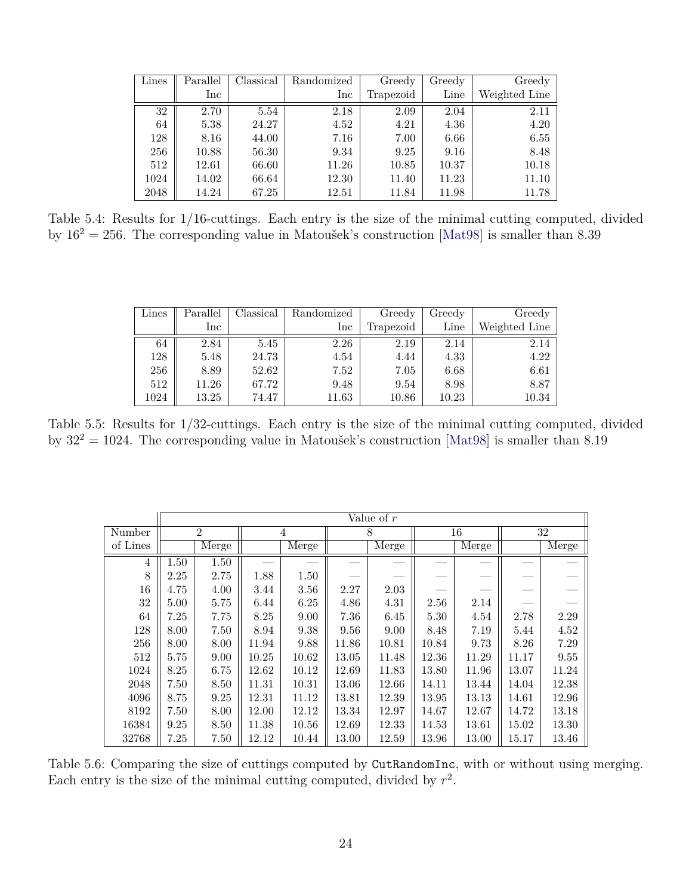| Lines | Parallel Inc | Classical | Randomized Inc | Greedy Trapezoid | Greedy Line | Greedy Weighted Line |
|---|---|---|---|---|---|---|
| 32 | 2.70 | 5.54 | 2.18 | 2.09 | 2.04 | 2.11 |
| 64 | 5.38 | 24.27 | 4.52 | 4.21 | 4.36 | 4.20 |
| 128 | 8.16 | 44.00 | 7.16 | 7.00 | 6.66 | 6.55 |
| 256 | 10.88 | 56.30 | 9.34 | 9.25 | 9.16 | 8.48 |
| 512 | 12.61 | 66.60 | 11.26 | 10.85 | 10.37 | 10.18 |
| 1024 | 14.02 | 66.64 | 12.30 | 11.40 | 11.23 | 11.10 |
| 2048 | 14.24 | 67.25 | 12.51 | 11.84 | 11.98 | 11.78 |

Table 5.4: Results for 1/16-cuttings. Each entry is the size of the minimal cutting computed, divided by $16^2 = 256$. The corresponding value in Matoušek's construction [Mat98] is smaller than 8.39

| Lines | Parallel Inc | Classical | Randomized Inc | Greedy Trapezoid | Greedy Line | Greedy Weighted Line |
|---|---|---|---|---|---|---|
| 64 | 2.84 | 5.45 | 2.26 | 2.19 | 2.14 | 2.14 |
| 128 | 5.48 | 24.73 | 4.54 | 4.44 | 4.33 | 4.22 |
| 256 | 8.89 | 52.62 | 7.52 | 7.05 | 6.68 | 6.61 |
| 512 | 11.26 | 67.72 | 9.48 | 9.54 | 8.98 | 8.87 |
| 1024 | 13.25 | 74.47 | 11.63 | 10.86 | 10.23 | 10.34 |

Table 5.5: Results for 1/32-cuttings. Each entry is the size of the minimal cutting computed, divided by $32^2 = 1024$. The corresponding value in Matoušek's construction [Mat98] is smaller than 8.19

| | Value of $r$ | | | | | | | | | |
|---|---|---|---|---|---|---|---|---|---|---|
| Number | 2 | | 4 | | 8 | | 16 | | 32 | |
| of Lines | | Merge | | Merge | | Merge | | Merge | | Merge |
| 4 | 1.50 | 1.50 | — | — | — | — | — | — | — | — |
| 8 | 2.25 | 2.75 | 1.88 | 1.50 | — | — | — | — | — | — |
| 16 | 4.75 | 4.00 | 3.44 | 3.56 | 2.27 | 2.03 | — | — | — | — |
| 32 | 5.00 | 5.75 | 6.44 | 6.25 | 4.86 | 4.31 | 2.56 | 2.14 | — | — |
| 64 | 7.25 | 7.75 | 8.25 | 9.00 | 7.36 | 6.45 | 5.30 | 4.54 | 2.78 | 2.29 |
| 128 | 8.00 | 7.50 | 8.94 | 9.38 | 9.56 | 9.00 | 8.48 | 7.19 | 5.44 | 4.52 |
| 256 | 8.00 | 8.00 | 11.94 | 9.88 | 11.86 | 10.81 | 10.84 | 9.73 | 8.26 | 7.29 |
| 512 | 5.75 | 9.00 | 10.25 | 10.62 | 13.05 | 11.48 | 12.36 | 11.29 | 11.17 | 9.55 |
| 1024 | 8.25 | 6.75 | 12.62 | 10.12 | 12.69 | 11.83 | 13.80 | 11.96 | 13.07 | 11.24 |
| 2048 | 7.50 | 8.50 | 11.31 | 10.31 | 13.06 | 12.66 | 14.11 | 13.44 | 14.04 | 12.38 |
| 4096 | 8.75 | 9.25 | 12.31 | 11.12 | 13.81 | 12.39 | 13.95 | 13.13 | 14.61 | 12.96 |
| 8192 | 7.50 | 8.00 | 12.00 | 12.12 | 13.34 | 12.97 | 14.67 | 12.67 | 14.72 | 13.18 |
| 16384 | 9.25 | 8.50 | 11.38 | 10.56 | 12.69 | 12.33 | 14.53 | 13.61 | 15.02 | 13.30 |
| 32768 | 7.25 | 7.50 | 12.12 | 10.44 | 13.00 | 12.59 | 13.96 | 13.00 | 15.17 | 13.46 |

Table 5.6: Comparing the size of cuttings computed by `CutRandomInc`, with or without using merging. Each entry is the size of the minimal cutting computed, divided by $r^2$.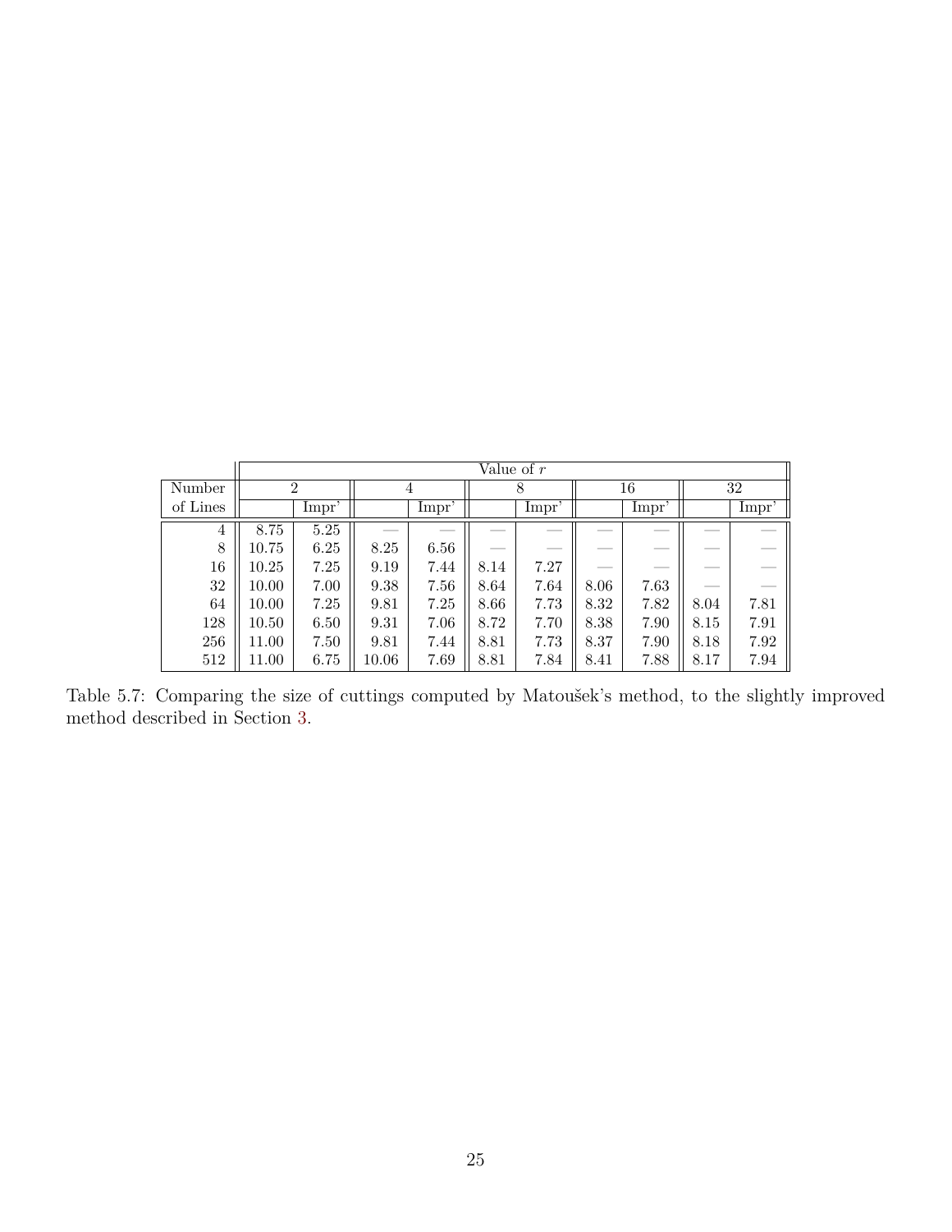| Number of Lines | Value of $r$ | | | | | | | | | |
|---|---|---|---|---|---|---|---|---|---|---|
| | 2 | | 4 | | 8 | | 16 | | 32 | |
| | | Impr' | | Impr' | | Impr' | | Impr' | | Impr' |
| 4 | 8.75 | 5.25 | — | — | — | — | — | — | — | — |
| 8 | 10.75 | 6.25 | 8.25 | 6.56 | — | — | — | — | — | — |
| 16 | 10.25 | 7.25 | 9.19 | 7.44 | 8.14 | 7.27 | — | — | — | — |
| 32 | 10.00 | 7.00 | 9.38 | 7.56 | 8.64 | 7.64 | 8.06 | 7.63 | — | — |
| 64 | 10.00 | 7.25 | 9.81 | 7.25 | 8.66 | 7.73 | 8.32 | 7.82 | 8.04 | 7.81 |
| 128 | 10.50 | 6.50 | 9.31 | 7.06 | 8.72 | 7.70 | 8.38 | 7.90 | 8.15 | 7.91 |
| 256 | 11.00 | 7.50 | 9.81 | 7.44 | 8.81 | 7.73 | 8.37 | 7.90 | 8.18 | 7.92 |
| 512 | 11.00 | 6.75 | 10.06 | 7.69 | 8.81 | 7.84 | 8.41 | 7.88 | 8.17 | 7.94 |

Table 5.7: Comparing the size of cuttings computed by Matoušek's method, to the slightly improved method described in Section 3.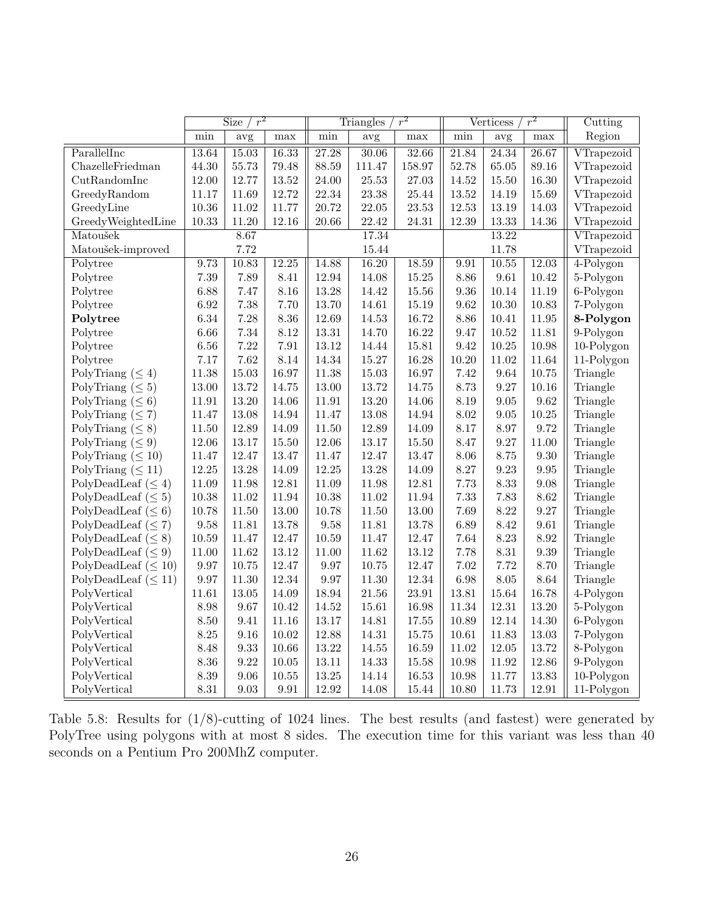| | Size / $r^2$ | | | Triangles / $r^2$ | | | Verticess / $r^2$ | | | Cutting |
|---|---|---|---|---|---|---|---|---|---|---|
| | min | avg | max | min | avg | max | min | avg | max | Region |
| ParallelInc | 13.64 | 15.03 | 16.33 | 27.28 | 30.06 | 32.66 | 21.84 | 24.34 | 26.67 | VTrapezoid |
| ChazelleFriedman | 44.30 | 55.73 | 79.48 | 88.59 | 111.47 | 158.97 | 52.78 | 65.05 | 89.16 | VTrapezoid |
| CutRandomInc | 12.00 | 12.77 | 13.52 | 24.00 | 25.53 | 27.03 | 14.52 | 15.50 | 16.30 | VTrapezoid |
| GreedyRandom | 11.17 | 11.69 | 12.72 | 22.34 | 23.38 | 25.44 | 13.52 | 14.19 | 15.69 | VTrapezoid |
| GreedyLine | 10.36 | 11.02 | 11.77 | 20.72 | 22.05 | 23.53 | 12.53 | 13.19 | 14.03 | VTrapezoid |
| GreedyWeightedLine | 10.33 | 11.20 | 12.16 | 20.66 | 22.42 | 24.31 | 12.39 | 13.33 | 14.36 | VTrapezoid |
| Matoušek | | 8.67 | | | 17.34 | | | 13.22 | | VTrapezoid |
| Matoušek-improved | | 7.72 | | | 15.44 | | | 11.78 | | VTrapezoid |
| Polytree | 9.73 | 10.83 | 12.25 | 14.88 | 16.20 | 18.59 | 9.91 | 10.55 | 12.03 | 4-Polygon |
| Polytree | 7.39 | 7.89 | 8.41 | 12.94 | 14.08 | 15.25 | 8.86 | 9.61 | 10.42 | 5-Polygon |
| Polytree | 6.88 | 7.47 | 8.16 | 13.28 | 14.42 | 15.56 | 9.36 | 10.14 | 11.19 | 6-Polygon |
| Polytree | 6.92 | 7.38 | 7.70 | 13.70 | 14.61 | 15.19 | 9.62 | 10.30 | 10.83 | 7-Polygon |
| **Polytree** | 6.34 | 7.28 | 8.36 | 12.69 | 14.53 | 16.72 | 8.86 | 10.41 | 11.95 | **8-Polygon** |
| Polytree | 6.66 | 7.34 | 8.12 | 13.31 | 14.70 | 16.22 | 9.47 | 10.52 | 11.81 | 9-Polygon |
| Polytree | 6.56 | 7.22 | 7.91 | 13.12 | 14.44 | 15.81 | 9.42 | 10.25 | 10.98 | 10-Polygon |
| Polytree | 7.17 | 7.62 | 8.14 | 14.34 | 15.27 | 16.28 | 10.20 | 11.02 | 11.64 | 11-Polygon |
| PolyTriang ($\leq 4$) | 11.38 | 15.03 | 16.97 | 11.38 | 15.03 | 16.97 | 7.42 | 9.64 | 10.75 | Triangle |
| PolyTriang ($\leq 5$) | 13.00 | 13.72 | 14.75 | 13.00 | 13.72 | 14.75 | 8.73 | 9.27 | 10.16 | Triangle |
| PolyTriang ($\leq 6$) | 11.91 | 13.20 | 14.06 | 11.91 | 13.20 | 14.06 | 8.19 | 9.05 | 9.62 | Triangle |
| PolyTriang ($\leq 7$) | 11.47 | 13.08 | 14.94 | 11.47 | 13.08 | 14.94 | 8.02 | 9.05 | 10.25 | Triangle |
| PolyTriang ($\leq 8$) | 11.50 | 12.89 | 14.09 | 11.50 | 12.89 | 14.09 | 8.17 | 8.97 | 9.72 | Triangle |
| PolyTriang ($\leq 9$) | 12.06 | 13.17 | 15.50 | 12.06 | 13.17 | 15.50 | 8.47 | 9.27 | 11.00 | Triangle |
| PolyTriang ($\leq 10$) | 11.47 | 12.47 | 13.47 | 11.47 | 12.47 | 13.47 | 8.06 | 8.75 | 9.30 | Triangle |
| PolyTriang ($\leq 11$) | 12.25 | 13.28 | 14.09 | 12.25 | 13.28 | 14.09 | 8.27 | 9.23 | 9.95 | Triangle |
| PolyDeadLeaf ($\leq 4$) | 11.09 | 11.98 | 12.81 | 11.09 | 11.98 | 12.81 | 7.73 | 8.33 | 9.08 | Triangle |
| PolyDeadLeaf ($\leq 5$) | 10.38 | 11.02 | 11.94 | 10.38 | 11.02 | 11.94 | 7.33 | 7.83 | 8.62 | Triangle |
| PolyDeadLeaf ($\leq 6$) | 10.78 | 11.50 | 13.00 | 10.78 | 11.50 | 13.00 | 7.69 | 8.22 | 9.27 | Triangle |
| PolyDeadLeaf ($\leq 7$) | 9.58 | 11.81 | 13.78 | 9.58 | 11.81 | 13.78 | 6.89 | 8.42 | 9.61 | Triangle |
| PolyDeadLeaf ($\leq 8$) | 10.59 | 11.47 | 12.47 | 10.59 | 11.47 | 12.47 | 7.64 | 8.23 | 8.92 | Triangle |
| PolyDeadLeaf ($\leq 9$) | 11.00 | 11.62 | 13.12 | 11.00 | 11.62 | 13.12 | 7.78 | 8.31 | 9.39 | Triangle |
| PolyDeadLeaf ($\leq 10$) | 9.97 | 10.75 | 12.47 | 9.97 | 10.75 | 12.47 | 7.02 | 7.72 | 8.70 | Triangle |
| PolyDeadLeaf ($\leq 11$) | 9.97 | 11.30 | 12.34 | 9.97 | 11.30 | 12.34 | 6.98 | 8.05 | 8.64 | Triangle |
| PolyVertical | 11.61 | 13.05 | 14.09 | 18.94 | 21.56 | 23.91 | 13.81 | 15.64 | 16.78 | 4-Polygon |
| PolyVertical | 8.98 | 9.67 | 10.42 | 14.52 | 15.61 | 16.98 | 11.34 | 12.31 | 13.20 | 5-Polygon |
| PolyVertical | 8.50 | 9.41 | 11.16 | 13.17 | 14.81 | 17.55 | 10.89 | 12.14 | 14.30 | 6-Polygon |
| PolyVertical | 8.25 | 9.16 | 10.02 | 12.88 | 14.31 | 15.75 | 10.61 | 11.83 | 13.03 | 7-Polygon |
| PolyVertical | 8.48 | 9.33 | 10.66 | 13.22 | 14.55 | 16.59 | 11.02 | 12.05 | 13.72 | 8-Polygon |
| PolyVertical | 8.36 | 9.22 | 10.05 | 13.11 | 14.33 | 15.58 | 10.98 | 11.92 | 12.86 | 9-Polygon |
| PolyVertical | 8.39 | 9.06 | 10.55 | 13.25 | 14.14 | 16.53 | 10.98 | 11.77 | 13.83 | 10-Polygon |
| PolyVertical | 8.31 | 9.03 | 9.91 | 12.92 | 14.08 | 15.44 | 10.80 | 11.73 | 12.91 | 11-Polygon |

Table 5.8: Results for (1/8)-cutting of 1024 lines. The best results (and fastest) were generated by PolyTree using polygons with at most 8 sides. The execution time for this variant was less than 40 seconds on a Pentium Pro 200MhZ computer.